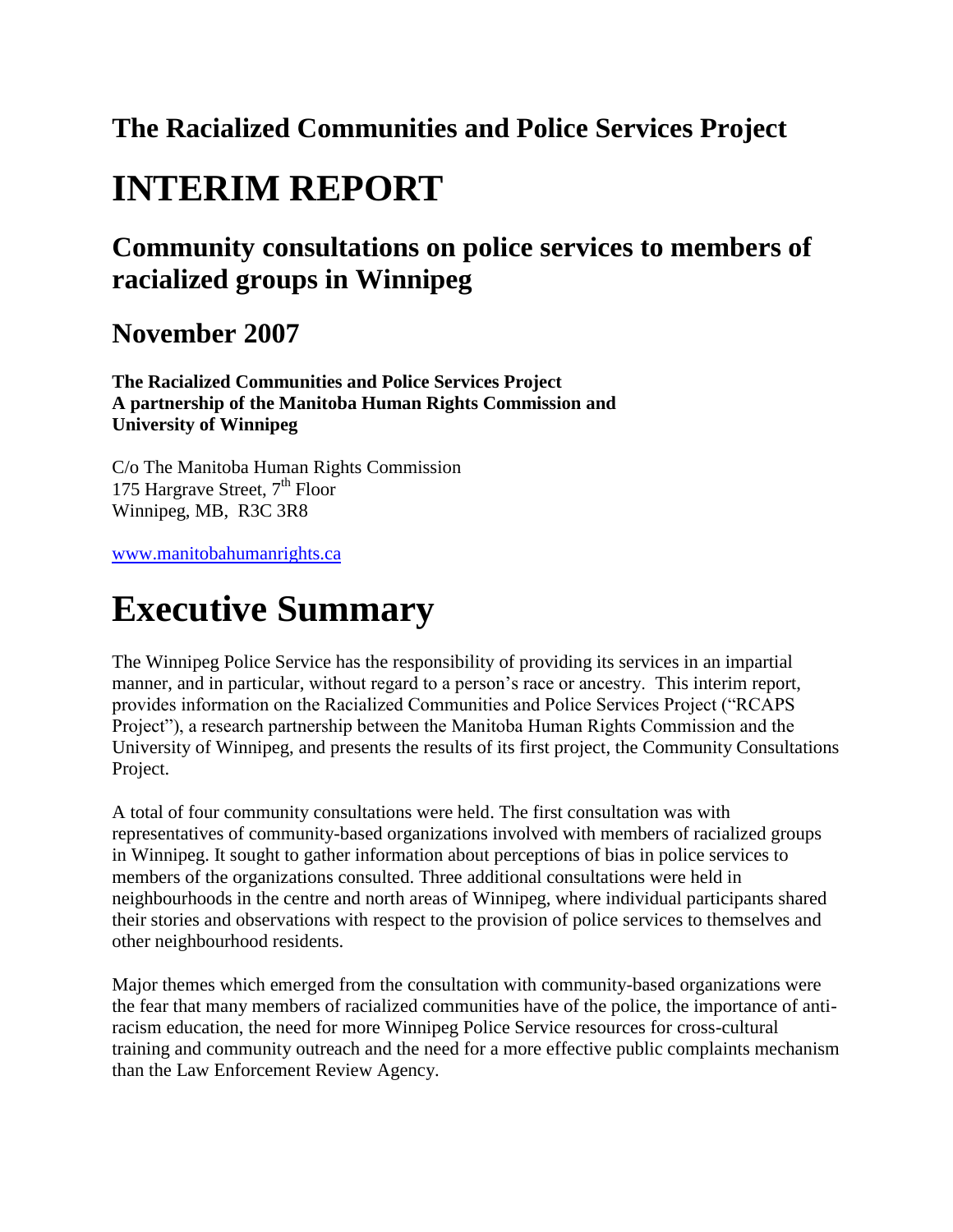## The Racialized Communities and Police Services Project

# INTERIM REPORT

## Community consultations on police services to members of racialized groups in Winnipeg

## November 2007

**The Racialized Communities and Police Services Project**
**A partnership of the Manitoba Human Rights Commission and**
**University of Winnipeg**

C/o The Manitoba Human Rights Commission
175 Hargrave Street, 7th Floor
Winnipeg, MB, R3C 3R8

www.manitobahumanrights.ca

# Executive Summary

The Winnipeg Police Service has the responsibility of providing its services in an impartial manner, and in particular, without regard to a person's race or ancestry. This interim report, provides information on the Racialized Communities and Police Services Project ("RCAPS Project"), a research partnership between the Manitoba Human Rights Commission and the University of Winnipeg, and presents the results of its first project, the Community Consultations Project.

A total of four community consultations were held. The first consultation was with representatives of community-based organizations involved with members of racialized groups in Winnipeg. It sought to gather information about perceptions of bias in police services to members of the organizations consulted. Three additional consultations were held in neighbourhoods in the centre and north areas of Winnipeg, where individual participants shared their stories and observations with respect to the provision of police services to themselves and other neighbourhood residents.

Major themes which emerged from the consultation with community-based organizations were the fear that many members of racialized communities have of the police, the importance of anti-racism education, the need for more Winnipeg Police Service resources for cross-cultural training and community outreach and the need for a more effective public complaints mechanism than the Law Enforcement Review Agency.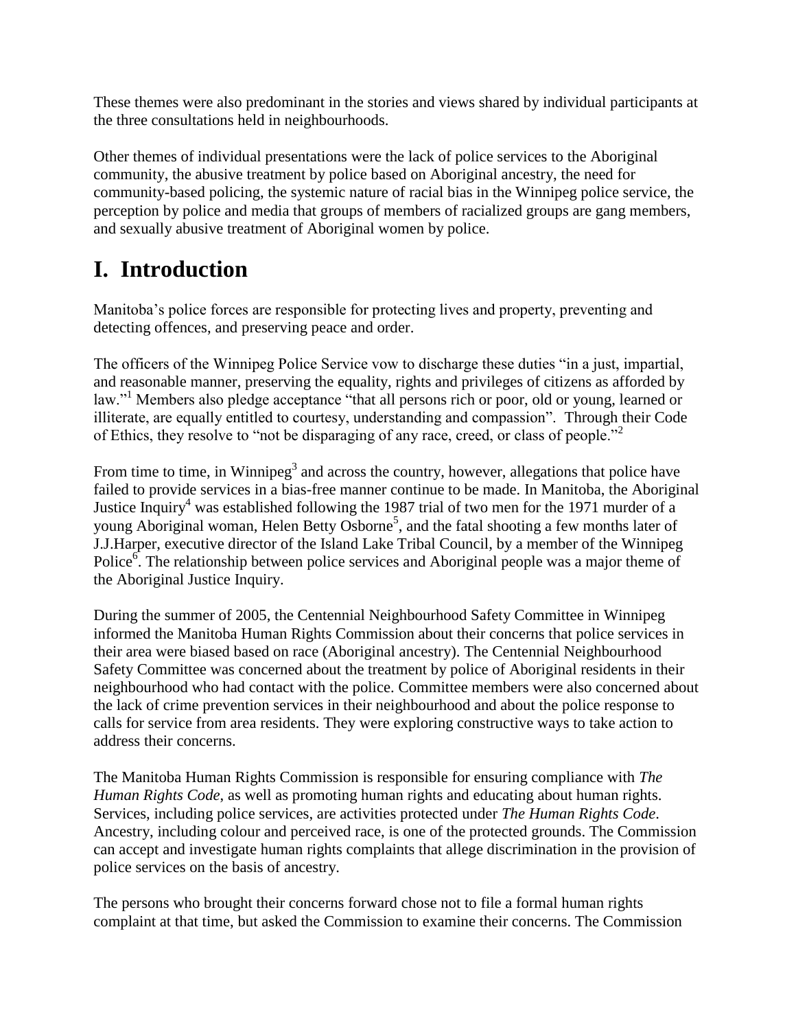These themes were also predominant in the stories and views shared by individual participants at the three consultations held in neighbourhoods.

Other themes of individual presentations were the lack of police services to the Aboriginal community, the abusive treatment by police based on Aboriginal ancestry, the need for community-based policing, the systemic nature of racial bias in the Winnipeg police service, the perception by police and media that groups of members of racialized groups are gang members, and sexually abusive treatment of Aboriginal women by police.

# I. Introduction

Manitoba's police forces are responsible for protecting lives and property, preventing and detecting offences, and preserving peace and order.

The officers of the Winnipeg Police Service vow to discharge these duties "in a just, impartial, and reasonable manner, preserving the equality, rights and privileges of citizens as afforded by law."[1] Members also pledge acceptance "that all persons rich or poor, old or young, learned or illiterate, are equally entitled to courtesy, understanding and compassion". Through their Code of Ethics, they resolve to "not be disparaging of any race, creed, or class of people."[2]

From time to time, in Winnipeg[3] and across the country, however, allegations that police have failed to provide services in a bias-free manner continue to be made. In Manitoba, the Aboriginal Justice Inquiry[4] was established following the 1987 trial of two men for the 1971 murder of a young Aboriginal woman, Helen Betty Osborne[5], and the fatal shooting a few months later of J.J.Harper, executive director of the Island Lake Tribal Council, by a member of the Winnipeg Police[6]. The relationship between police services and Aboriginal people was a major theme of the Aboriginal Justice Inquiry.

During the summer of 2005, the Centennial Neighbourhood Safety Committee in Winnipeg informed the Manitoba Human Rights Commission about their concerns that police services in their area were biased based on race (Aboriginal ancestry). The Centennial Neighbourhood Safety Committee was concerned about the treatment by police of Aboriginal residents in their neighbourhood who had contact with the police. Committee members were also concerned about the lack of crime prevention services in their neighbourhood and about the police response to calls for service from area residents. They were exploring constructive ways to take action to address their concerns.

The Manitoba Human Rights Commission is responsible for ensuring compliance with *The Human Rights Code*, as well as promoting human rights and educating about human rights. Services, including police services, are activities protected under *The Human Rights Code*. Ancestry, including colour and perceived race, is one of the protected grounds. The Commission can accept and investigate human rights complaints that allege discrimination in the provision of police services on the basis of ancestry.

The persons who brought their concerns forward chose not to file a formal human rights complaint at that time, but asked the Commission to examine their concerns. The Commission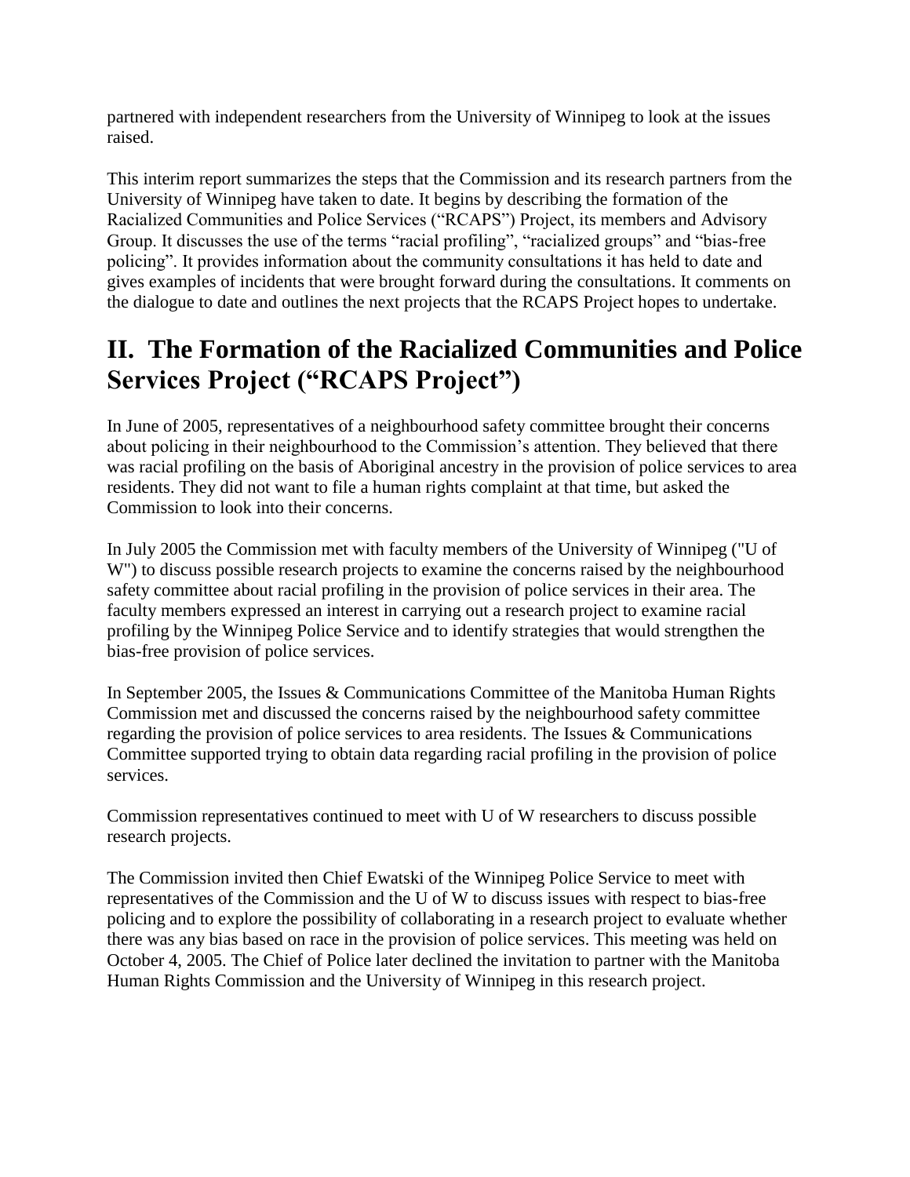partnered with independent researchers from the University of Winnipeg to look at the issues raised.

This interim report summarizes the steps that the Commission and its research partners from the University of Winnipeg have taken to date. It begins by describing the formation of the Racialized Communities and Police Services ("RCAPS") Project, its members and Advisory Group. It discusses the use of the terms "racial profiling", "racialized groups" and "bias-free policing". It provides information about the community consultations it has held to date and gives examples of incidents that were brought forward during the consultations. It comments on the dialogue to date and outlines the next projects that the RCAPS Project hopes to undertake.

## II. The Formation of the Racialized Communities and Police Services Project ("RCAPS Project")

In June of 2005, representatives of a neighbourhood safety committee brought their concerns about policing in their neighbourhood to the Commission's attention. They believed that there was racial profiling on the basis of Aboriginal ancestry in the provision of police services to area residents. They did not want to file a human rights complaint at that time, but asked the Commission to look into their concerns.

In July 2005 the Commission met with faculty members of the University of Winnipeg ("U of W") to discuss possible research projects to examine the concerns raised by the neighbourhood safety committee about racial profiling in the provision of police services in their area. The faculty members expressed an interest in carrying out a research project to examine racial profiling by the Winnipeg Police Service and to identify strategies that would strengthen the bias-free provision of police services.

In September 2005, the Issues & Communications Committee of the Manitoba Human Rights Commission met and discussed the concerns raised by the neighbourhood safety committee regarding the provision of police services to area residents. The Issues & Communications Committee supported trying to obtain data regarding racial profiling in the provision of police services.

Commission representatives continued to meet with U of W researchers to discuss possible research projects.

The Commission invited then Chief Ewatski of the Winnipeg Police Service to meet with representatives of the Commission and the U of W to discuss issues with respect to bias-free policing and to explore the possibility of collaborating in a research project to evaluate whether there was any bias based on race in the provision of police services. This meeting was held on October 4, 2005. The Chief of Police later declined the invitation to partner with the Manitoba Human Rights Commission and the University of Winnipeg in this research project.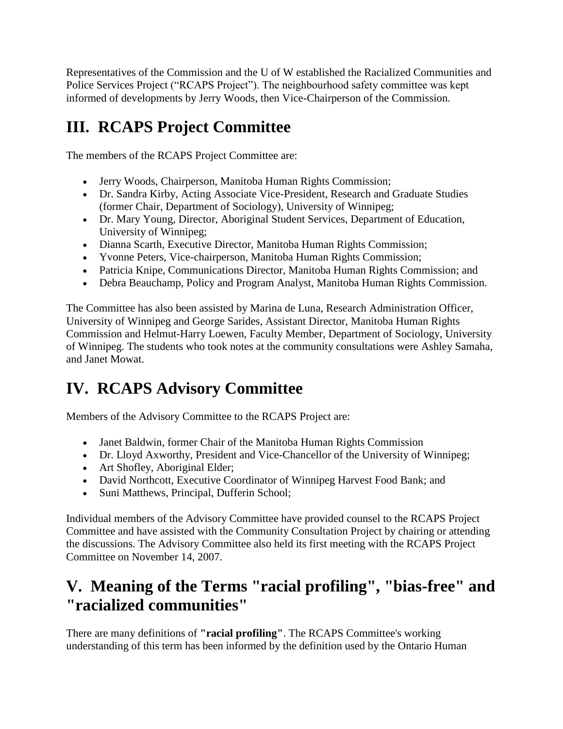Representatives of the Commission and the U of W established the Racialized Communities and Police Services Project ("RCAPS Project"). The neighbourhood safety committee was kept informed of developments by Jerry Woods, then Vice-Chairperson of the Commission.

## III. RCAPS Project Committee

The members of the RCAPS Project Committee are:

- Jerry Woods, Chairperson, Manitoba Human Rights Commission;
- Dr. Sandra Kirby, Acting Associate Vice-President, Research and Graduate Studies (former Chair, Department of Sociology), University of Winnipeg;
- Dr. Mary Young, Director, Aboriginal Student Services, Department of Education, University of Winnipeg;
- Dianna Scarth, Executive Director, Manitoba Human Rights Commission;
- Yvonne Peters, Vice-chairperson, Manitoba Human Rights Commission;
- Patricia Knipe, Communications Director, Manitoba Human Rights Commission; and
- Debra Beauchamp, Policy and Program Analyst, Manitoba Human Rights Commission.

The Committee has also been assisted by Marina de Luna, Research Administration Officer, University of Winnipeg and George Sarides, Assistant Director, Manitoba Human Rights Commission and Helmut-Harry Loewen, Faculty Member, Department of Sociology, University of Winnipeg. The students who took notes at the community consultations were Ashley Samaha, and Janet Mowat.

## IV. RCAPS Advisory Committee

Members of the Advisory Committee to the RCAPS Project are:

- Janet Baldwin, former Chair of the Manitoba Human Rights Commission
- Dr. Lloyd Axworthy, President and Vice-Chancellor of the University of Winnipeg;
- Art Shofley, Aboriginal Elder;
- David Northcott, Executive Coordinator of Winnipeg Harvest Food Bank; and
- Suni Matthews, Principal, Dufferin School;

Individual members of the Advisory Committee have provided counsel to the RCAPS Project Committee and have assisted with the Community Consultation Project by chairing or attending the discussions. The Advisory Committee also held its first meeting with the RCAPS Project Committee on November 14, 2007.

## V. Meaning of the Terms "racial profiling", "bias-free" and "racialized communities"

There are many definitions of **"racial profiling"**. The RCAPS Committee's working understanding of this term has been informed by the definition used by the Ontario Human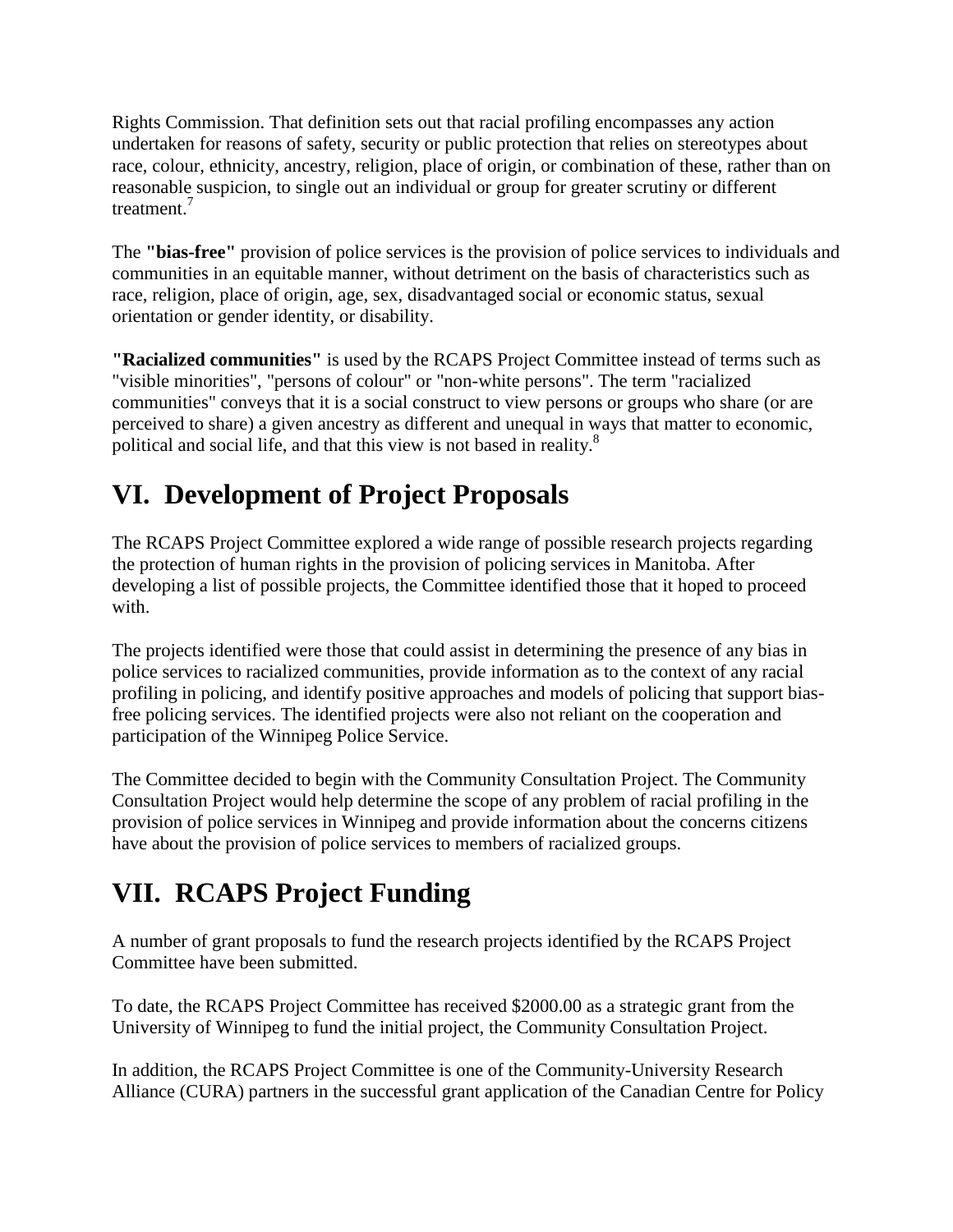Rights Commission. That definition sets out that racial profiling encompasses any action undertaken for reasons of safety, security or public protection that relies on stereotypes about race, colour, ethnicity, ancestry, religion, place of origin, or combination of these, rather than on reasonable suspicion, to single out an individual or group for greater scrutiny or different treatment.[7]

The **"bias-free"** provision of police services is the provision of police services to individuals and communities in an equitable manner, without detriment on the basis of characteristics such as race, religion, place of origin, age, sex, disadvantaged social or economic status, sexual orientation or gender identity, or disability.

**"Racialized communities"** is used by the RCAPS Project Committee instead of terms such as "visible minorities", "persons of colour" or "non-white persons". The term "racialized communities" conveys that it is a social construct to view persons or groups who share (or are perceived to share) a given ancestry as different and unequal in ways that matter to economic, political and social life, and that this view is not based in reality.[8]

## VI. Development of Project Proposals

The RCAPS Project Committee explored a wide range of possible research projects regarding the protection of human rights in the provision of policing services in Manitoba. After developing a list of possible projects, the Committee identified those that it hoped to proceed with.

The projects identified were those that could assist in determining the presence of any bias in police services to racialized communities, provide information as to the context of any racial profiling in policing, and identify positive approaches and models of policing that support bias-free policing services. The identified projects were also not reliant on the cooperation and participation of the Winnipeg Police Service.

The Committee decided to begin with the Community Consultation Project. The Community Consultation Project would help determine the scope of any problem of racial profiling in the provision of police services in Winnipeg and provide information about the concerns citizens have about the provision of police services to members of racialized groups.

## VII. RCAPS Project Funding

A number of grant proposals to fund the research projects identified by the RCAPS Project Committee have been submitted.

To date, the RCAPS Project Committee has received $2000.00 as a strategic grant from the University of Winnipeg to fund the initial project, the Community Consultation Project.

In addition, the RCAPS Project Committee is one of the Community-University Research Alliance (CURA) partners in the successful grant application of the Canadian Centre for Policy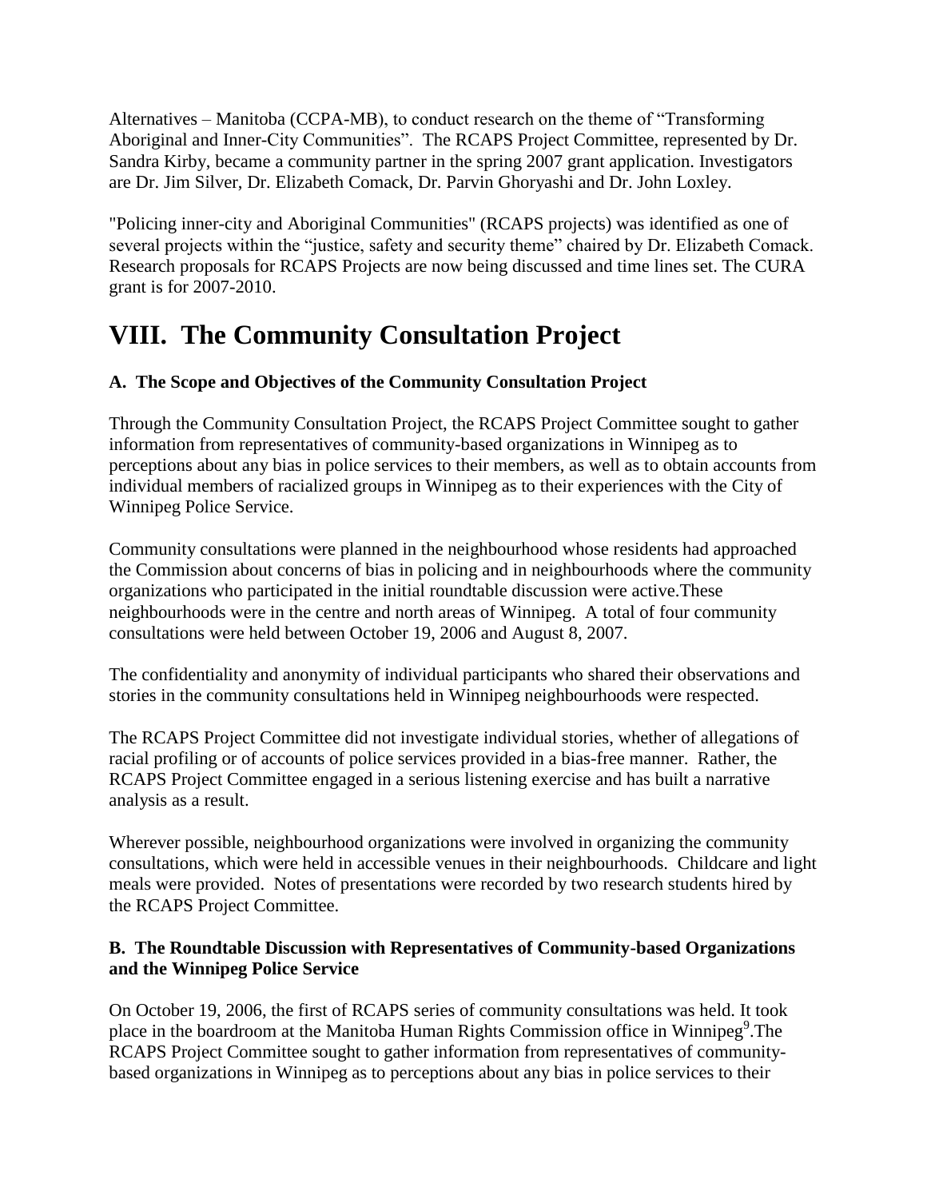Alternatives – Manitoba (CCPA-MB), to conduct research on the theme of "Transforming Aboriginal and Inner-City Communities". The RCAPS Project Committee, represented by Dr. Sandra Kirby, became a community partner in the spring 2007 grant application. Investigators are Dr. Jim Silver, Dr. Elizabeth Comack, Dr. Parvin Ghoryashi and Dr. John Loxley.

"Policing inner-city and Aboriginal Communities" (RCAPS projects) was identified as one of several projects within the "justice, safety and security theme" chaired by Dr. Elizabeth Comack. Research proposals for RCAPS Projects are now being discussed and time lines set. The CURA grant is for 2007-2010.

# VIII. The Community Consultation Project

### A. The Scope and Objectives of the Community Consultation Project

Through the Community Consultation Project, the RCAPS Project Committee sought to gather information from representatives of community-based organizations in Winnipeg as to perceptions about any bias in police services to their members, as well as to obtain accounts from individual members of racialized groups in Winnipeg as to their experiences with the City of Winnipeg Police Service.

Community consultations were planned in the neighbourhood whose residents had approached the Commission about concerns of bias in policing and in neighbourhoods where the community organizations who participated in the initial roundtable discussion were active.These neighbourhoods were in the centre and north areas of Winnipeg. A total of four community consultations were held between October 19, 2006 and August 8, 2007.

The confidentiality and anonymity of individual participants who shared their observations and stories in the community consultations held in Winnipeg neighbourhoods were respected.

The RCAPS Project Committee did not investigate individual stories, whether of allegations of racial profiling or of accounts of police services provided in a bias-free manner. Rather, the RCAPS Project Committee engaged in a serious listening exercise and has built a narrative analysis as a result.

Wherever possible, neighbourhood organizations were involved in organizing the community consultations, which were held in accessible venues in their neighbourhoods. Childcare and light meals were provided. Notes of presentations were recorded by two research students hired by the RCAPS Project Committee.

### B. The Roundtable Discussion with Representatives of Community-based Organizations and the Winnipeg Police Service

On October 19, 2006, the first of RCAPS series of community consultations was held. It took place in the boardroom at the Manitoba Human Rights Commission office in Winnipeg[9].The RCAPS Project Committee sought to gather information from representatives of community-based organizations in Winnipeg as to perceptions about any bias in police services to their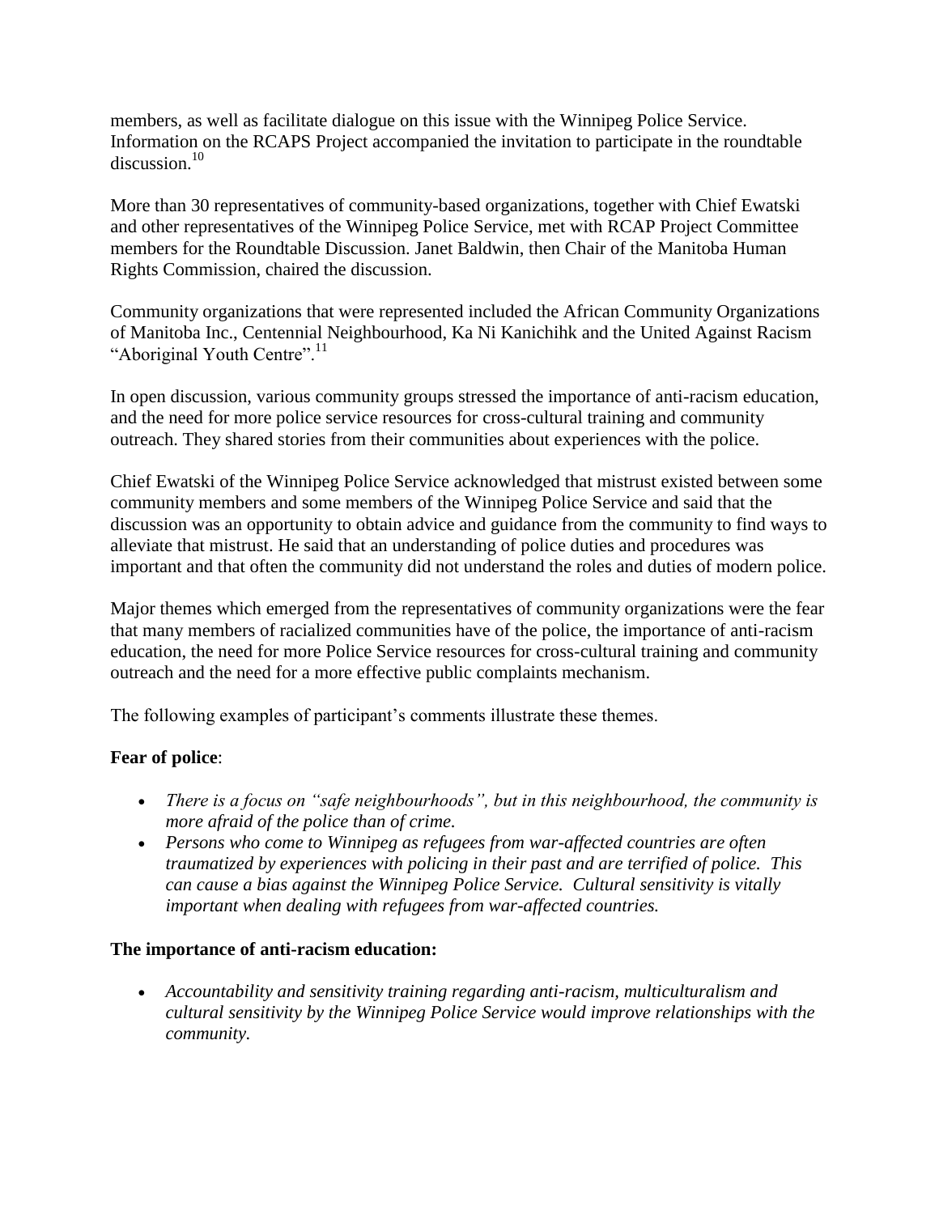members, as well as facilitate dialogue on this issue with the Winnipeg Police Service. Information on the RCAPS Project accompanied the invitation to participate in the roundtable discussion.[10]

More than 30 representatives of community-based organizations, together with Chief Ewatski and other representatives of the Winnipeg Police Service, met with RCAP Project Committee members for the Roundtable Discussion. Janet Baldwin, then Chair of the Manitoba Human Rights Commission, chaired the discussion.

Community organizations that were represented included the African Community Organizations of Manitoba Inc., Centennial Neighbourhood, Ka Ni Kanichihk and the United Against Racism "Aboriginal Youth Centre".[11]

In open discussion, various community groups stressed the importance of anti-racism education, and the need for more police service resources for cross-cultural training and community outreach. They shared stories from their communities about experiences with the police.

Chief Ewatski of the Winnipeg Police Service acknowledged that mistrust existed between some community members and some members of the Winnipeg Police Service and said that the discussion was an opportunity to obtain advice and guidance from the community to find ways to alleviate that mistrust. He said that an understanding of police duties and procedures was important and that often the community did not understand the roles and duties of modern police.

Major themes which emerged from the representatives of community organizations were the fear that many members of racialized communities have of the police, the importance of anti-racism education, the need for more Police Service resources for cross-cultural training and community outreach and the need for a more effective public complaints mechanism.

The following examples of participant's comments illustrate these themes.

**Fear of police**:

- *There is a focus on "safe neighbourhoods", but in this neighbourhood, the community is more afraid of the police than of crime.*
- *Persons who come to Winnipeg as refugees from war-affected countries are often traumatized by experiences with policing in their past and are terrified of police. This can cause a bias against the Winnipeg Police Service. Cultural sensitivity is vitally important when dealing with refugees from war-affected countries.*

**The importance of anti-racism education:**

- *Accountability and sensitivity training regarding anti-racism, multiculturalism and cultural sensitivity by the Winnipeg Police Service would improve relationships with the community.*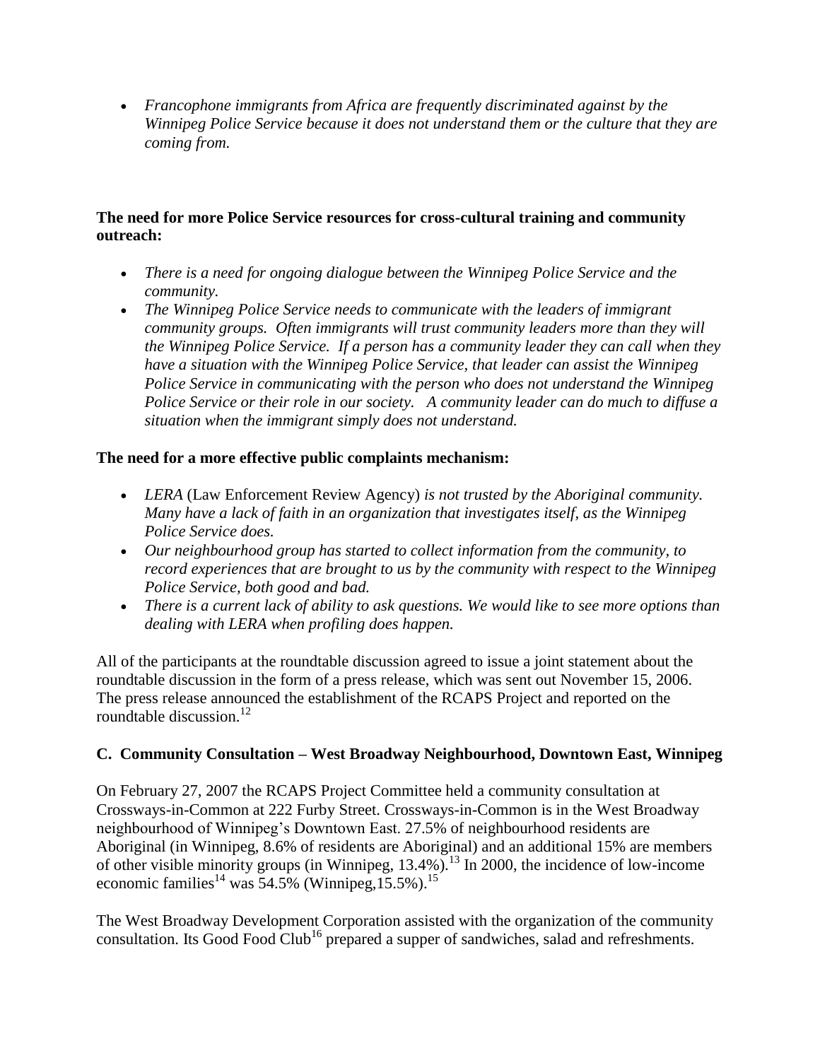- *Francophone immigrants from Africa are frequently discriminated against by the Winnipeg Police Service because it does not understand them or the culture that they are coming from.*

**The need for more Police Service resources for cross-cultural training and community outreach:**

- *There is a need for ongoing dialogue between the Winnipeg Police Service and the community.*
- *The Winnipeg Police Service needs to communicate with the leaders of immigrant community groups. Often immigrants will trust community leaders more than they will the Winnipeg Police Service. If a person has a community leader they can call when they have a situation with the Winnipeg Police Service, that leader can assist the Winnipeg Police Service in communicating with the person who does not understand the Winnipeg Police Service or their role in our society. A community leader can do much to diffuse a situation when the immigrant simply does not understand.*

**The need for a more effective public complaints mechanism:**

- *LERA* (Law Enforcement Review Agency) *is not trusted by the Aboriginal community. Many have a lack of faith in an organization that investigates itself, as the Winnipeg Police Service does.*
- *Our neighbourhood group has started to collect information from the community, to record experiences that are brought to us by the community with respect to the Winnipeg Police Service, both good and bad.*
- *There is a current lack of ability to ask questions. We would like to see more options than dealing with LERA when profiling does happen.*

All of the participants at the roundtable discussion agreed to issue a joint statement about the roundtable discussion in the form of a press release, which was sent out November 15, 2006. The press release announced the establishment of the RCAPS Project and reported on the roundtable discussion.[12]

### C. Community Consultation – West Broadway Neighbourhood, Downtown East, Winnipeg

On February 27, 2007 the RCAPS Project Committee held a community consultation at Crossways-in-Common at 222 Furby Street. Crossways-in-Common is in the West Broadway neighbourhood of Winnipeg's Downtown East. 27.5% of neighbourhood residents are Aboriginal (in Winnipeg, 8.6% of residents are Aboriginal) and an additional 15% are members of other visible minority groups (in Winnipeg, 13.4%).[13] In 2000, the incidence of low-income economic families[14] was 54.5% (Winnipeg,15.5%).[15]

The West Broadway Development Corporation assisted with the organization of the community consultation. Its Good Food Club[16] prepared a supper of sandwiches, salad and refreshments.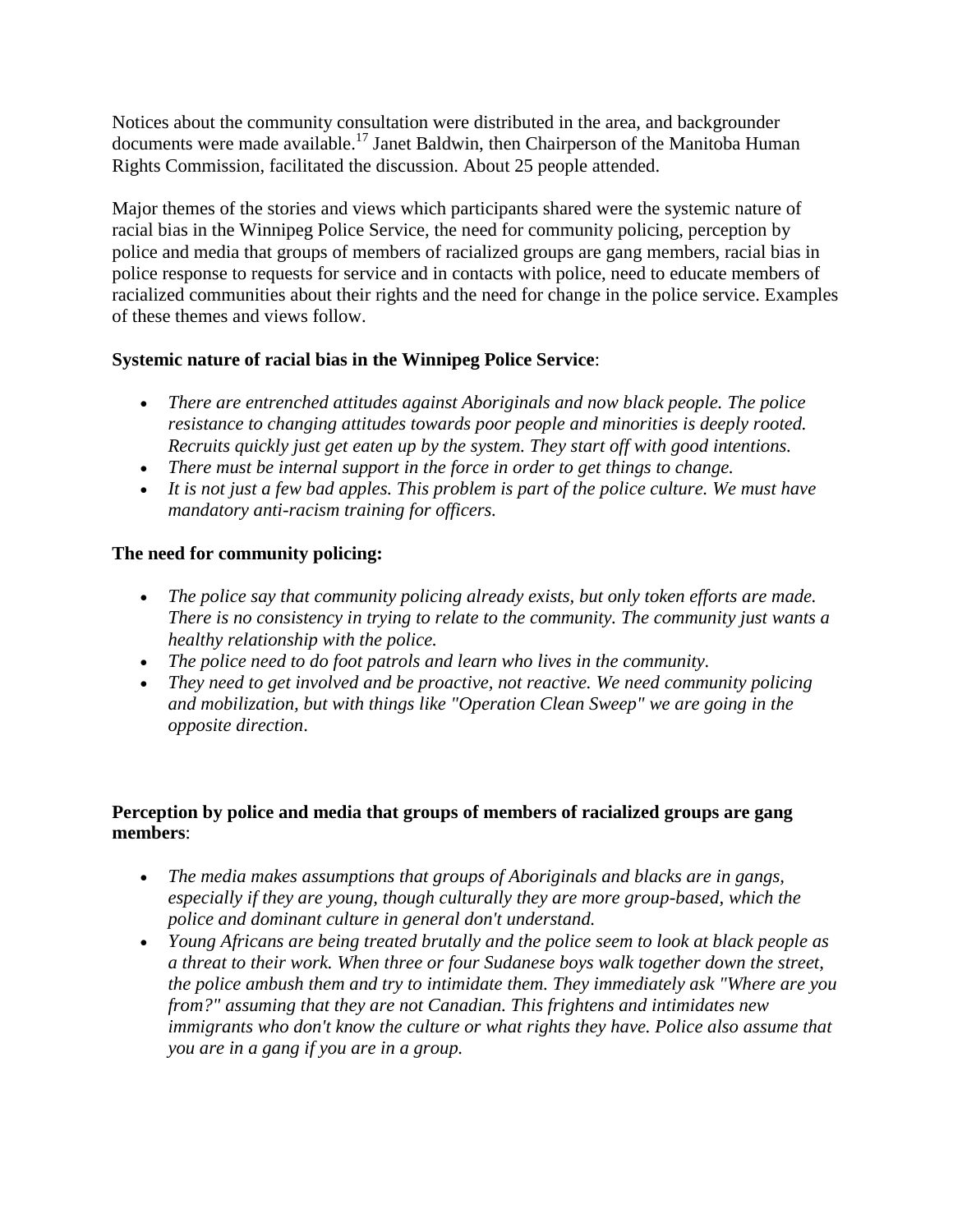Notices about the community consultation were distributed in the area, and backgrounder documents were made available.[17] Janet Baldwin, then Chairperson of the Manitoba Human Rights Commission, facilitated the discussion. About 25 people attended.

Major themes of the stories and views which participants shared were the systemic nature of racial bias in the Winnipeg Police Service, the need for community policing, perception by police and media that groups of members of racialized groups are gang members, racial bias in police response to requests for service and in contacts with police, need to educate members of racialized communities about their rights and the need for change in the police service. Examples of these themes and views follow.

**Systemic nature of racial bias in the Winnipeg Police Service**:

- *There are entrenched attitudes against Aboriginals and now black people. The police resistance to changing attitudes towards poor people and minorities is deeply rooted. Recruits quickly just get eaten up by the system. They start off with good intentions.*
- *There must be internal support in the force in order to get things to change.*
- *It is not just a few bad apples. This problem is part of the police culture. We must have mandatory anti-racism training for officers.*

**The need for community policing:**

- *The police say that community policing already exists, but only token efforts are made. There is no consistency in trying to relate to the community. The community just wants a healthy relationship with the police.*
- *The police need to do foot patrols and learn who lives in the community.*
- *They need to get involved and be proactive, not reactive. We need community policing and mobilization, but with things like "Operation Clean Sweep" we are going in the opposite direction.*

**Perception by police and media that groups of members of racialized groups are gang members**:

- *The media makes assumptions that groups of Aboriginals and blacks are in gangs, especially if they are young, though culturally they are more group-based, which the police and dominant culture in general don't understand.*
- *Young Africans are being treated brutally and the police seem to look at black people as a threat to their work. When three or four Sudanese boys walk together down the street, the police ambush them and try to intimidate them. They immediately ask "Where are you from?" assuming that they are not Canadian. This frightens and intimidates new immigrants who don't know the culture or what rights they have. Police also assume that you are in a gang if you are in a group.*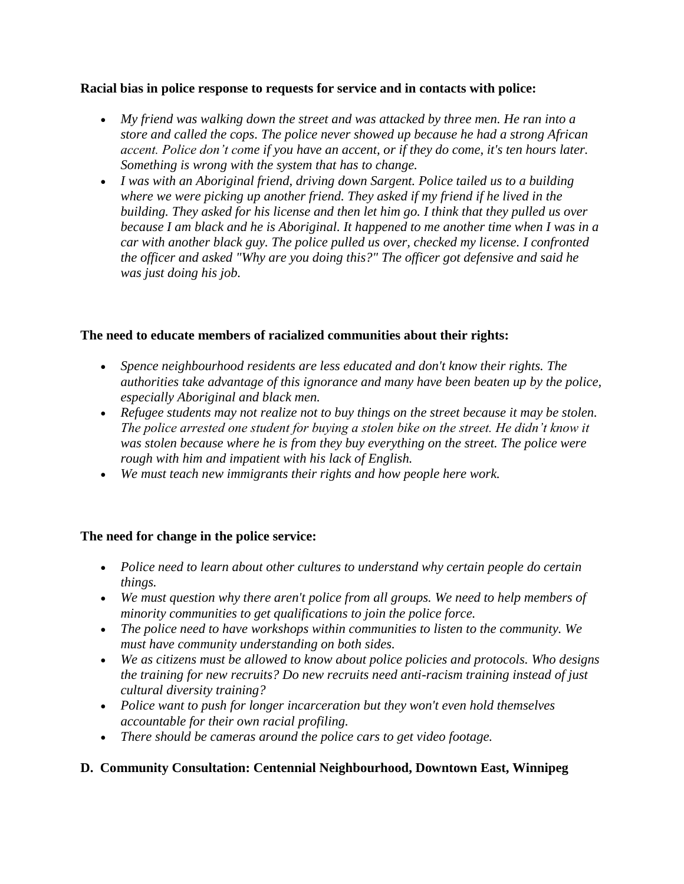**Racial bias in police response to requests for service and in contacts with police:**

- *My friend was walking down the street and was attacked by three men. He ran into a store and called the cops. The police never showed up because he had a strong African accent. Police don't come if you have an accent, or if they do come, it's ten hours later. Something is wrong with the system that has to change.*
- *I was with an Aboriginal friend, driving down Sargent. Police tailed us to a building where we were picking up another friend. They asked if my friend if he lived in the building. They asked for his license and then let him go. I think that they pulled us over because I am black and he is Aboriginal. It happened to me another time when I was in a car with another black guy. The police pulled us over, checked my license. I confronted the officer and asked "Why are you doing this?" The officer got defensive and said he was just doing his job.*

**The need to educate members of racialized communities about their rights:**

- *Spence neighbourhood residents are less educated and don't know their rights. The authorities take advantage of this ignorance and many have been beaten up by the police, especially Aboriginal and black men.*
- *Refugee students may not realize not to buy things on the street because it may be stolen. The police arrested one student for buying a stolen bike on the street. He didn't know it was stolen because where he is from they buy everything on the street. The police were rough with him and impatient with his lack of English.*
- *We must teach new immigrants their rights and how people here work.*

**The need for change in the police service:**

- *Police need to learn about other cultures to understand why certain people do certain things.*
- *We must question why there aren't police from all groups. We need to help members of minority communities to get qualifications to join the police force.*
- *The police need to have workshops within communities to listen to the community. We must have community understanding on both sides.*
- *We as citizens must be allowed to know about police policies and protocols. Who designs the training for new recruits? Do new recruits need anti-racism training instead of just cultural diversity training?*
- *Police want to push for longer incarceration but they won't even hold themselves accountable for their own racial profiling.*
- *There should be cameras around the police cars to get video footage.*

**D. Community Consultation: Centennial Neighbourhood, Downtown East, Winnipeg**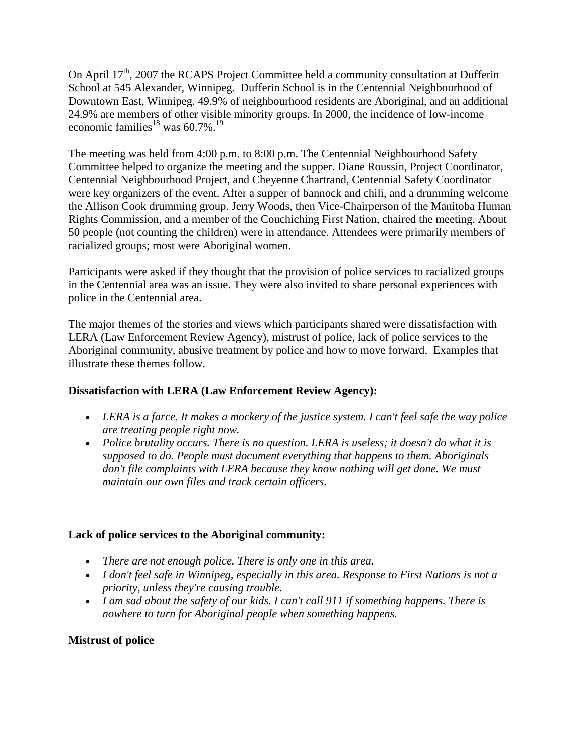On April 17th, 2007 the RCAPS Project Committee held a community consultation at Dufferin School at 545 Alexander, Winnipeg. Dufferin School is in the Centennial Neighbourhood of Downtown East, Winnipeg. 49.9% of neighbourhood residents are Aboriginal, and an additional 24.9% are members of other visible minority groups. In 2000, the incidence of low-income economic families[18] was 60.7%.[19]

The meeting was held from 4:00 p.m. to 8:00 p.m. The Centennial Neighbourhood Safety Committee helped to organize the meeting and the supper. Diane Roussin, Project Coordinator, Centennial Neighbourhood Project, and Cheyenne Chartrand, Centennial Safety Coordinator were key organizers of the event. After a supper of bannock and chili, and a drumming welcome the Allison Cook drumming group. Jerry Woods, then Vice-Chairperson of the Manitoba Human Rights Commission, and a member of the Couchiching First Nation, chaired the meeting. About 50 people (not counting the children) were in attendance. Attendees were primarily members of racialized groups; most were Aboriginal women.

Participants were asked if they thought that the provision of police services to racialized groups in the Centennial area was an issue. They were also invited to share personal experiences with police in the Centennial area.

The major themes of the stories and views which participants shared were dissatisfaction with LERA (Law Enforcement Review Agency), mistrust of police, lack of police services to the Aboriginal community, abusive treatment by police and how to move forward. Examples that illustrate these themes follow.

**Dissatisfaction with LERA (Law Enforcement Review Agency):**

- *LERA is a farce. It makes a mockery of the justice system. I can't feel safe the way police are treating people right now.*
- *Police brutality occurs. There is no question. LERA is useless; it doesn't do what it is supposed to do. People must document everything that happens to them. Aboriginals don't file complaints with LERA because they know nothing will get done. We must maintain our own files and track certain officers.*

**Lack of police services to the Aboriginal community:**

- *There are not enough police. There is only one in this area.*
- *I don't feel safe in Winnipeg, especially in this area. Response to First Nations is not a priority, unless they're causing trouble.*
- *I am sad about the safety of our kids. I can't call 911 if something happens. There is nowhere to turn for Aboriginal people when something happens.*

**Mistrust of police**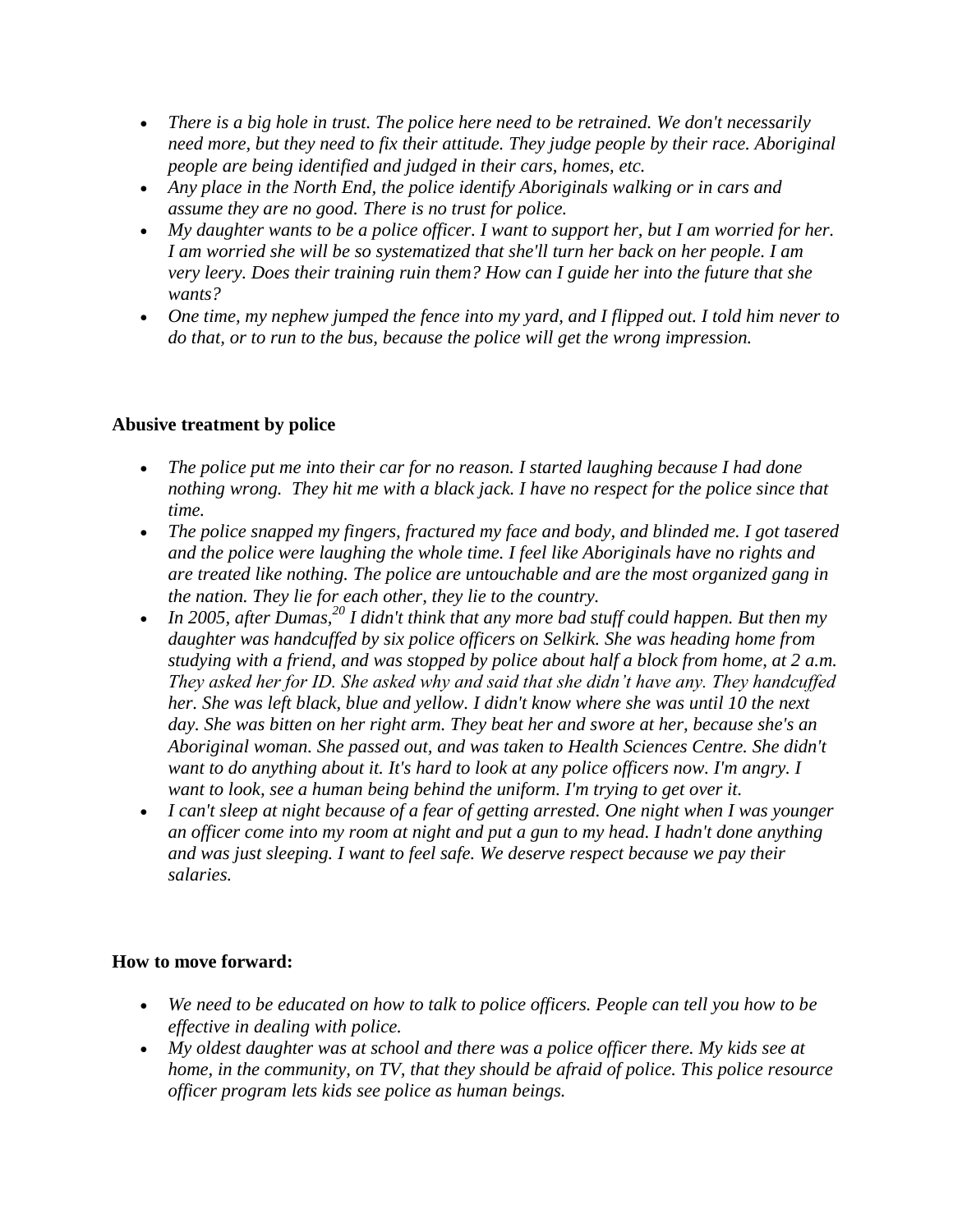- *There is a big hole in trust. The police here need to be retrained. We don't necessarily need more, but they need to fix their attitude. They judge people by their race. Aboriginal people are being identified and judged in their cars, homes, etc.*
- *Any place in the North End, the police identify Aboriginals walking or in cars and assume they are no good. There is no trust for police.*
- *My daughter wants to be a police officer. I want to support her, but I am worried for her. I am worried she will be so systematized that she'll turn her back on her people. I am very leery. Does their training ruin them? How can I guide her into the future that she wants?*
- *One time, my nephew jumped the fence into my yard, and I flipped out. I told him never to do that, or to run to the bus, because the police will get the wrong impression.*

**Abusive treatment by police**

- *The police put me into their car for no reason. I started laughing because I had done nothing wrong. They hit me with a black jack. I have no respect for the police since that time.*
- *The police snapped my fingers, fractured my face and body, and blinded me. I got tasered and the police were laughing the whole time. I feel like Aboriginals have no rights and are treated like nothing. The police are untouchable and are the most organized gang in the nation. They lie for each other, they lie to the country.*
- *In 2005, after Dumas,[20] I didn't think that any more bad stuff could happen. But then my daughter was handcuffed by six police officers on Selkirk. She was heading home from studying with a friend, and was stopped by police about half a block from home, at 2 a.m. They asked her for ID. She asked why and said that she didn't have any. They handcuffed her. She was left black, blue and yellow. I didn't know where she was until 10 the next day. She was bitten on her right arm. They beat her and swore at her, because she's an Aboriginal woman. She passed out, and was taken to Health Sciences Centre. She didn't want to do anything about it. It's hard to look at any police officers now. I'm angry. I want to look, see a human being behind the uniform. I'm trying to get over it.*
- *I can't sleep at night because of a fear of getting arrested. One night when I was younger an officer come into my room at night and put a gun to my head. I hadn't done anything and was just sleeping. I want to feel safe. We deserve respect because we pay their salaries.*

**How to move forward:**

- *We need to be educated on how to talk to police officers. People can tell you how to be effective in dealing with police.*
- *My oldest daughter was at school and there was a police officer there. My kids see at home, in the community, on TV, that they should be afraid of police. This police resource officer program lets kids see police as human beings.*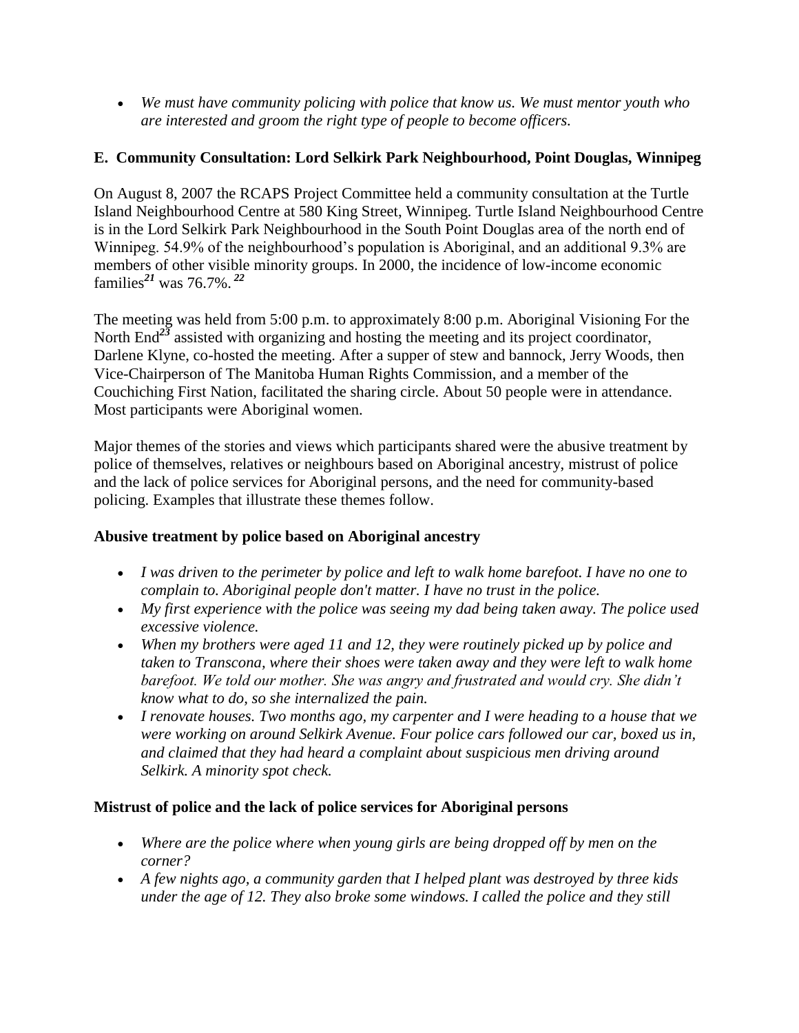- *We must have community policing with police that know us. We must mentor youth who are interested and groom the right type of people to become officers.*

**E. Community Consultation: Lord Selkirk Park Neighbourhood, Point Douglas, Winnipeg**

On August 8, 2007 the RCAPS Project Committee held a community consultation at the Turtle Island Neighbourhood Centre at 580 King Street, Winnipeg. Turtle Island Neighbourhood Centre is in the Lord Selkirk Park Neighbourhood in the South Point Douglas area of the north end of Winnipeg. 54.9% of the neighbourhood's population is Aboriginal, and an additional 9.3% are members of other visible minority groups. In 2000, the incidence of low-income economic families[21] was 76.7%.[22]

The meeting was held from 5:00 p.m. to approximately 8:00 p.m. Aboriginal Visioning For the North End[23] assisted with organizing and hosting the meeting and its project coordinator, Darlene Klyne, co-hosted the meeting. After a supper of stew and bannock, Jerry Woods, then Vice-Chairperson of The Manitoba Human Rights Commission, and a member of the Couchiching First Nation, facilitated the sharing circle. About 50 people were in attendance. Most participants were Aboriginal women.

Major themes of the stories and views which participants shared were the abusive treatment by police of themselves, relatives or neighbours based on Aboriginal ancestry, mistrust of police and the lack of police services for Aboriginal persons, and the need for community-based policing. Examples that illustrate these themes follow.

**Abusive treatment by police based on Aboriginal ancestry**

- *I was driven to the perimeter by police and left to walk home barefoot. I have no one to complain to. Aboriginal people don't matter. I have no trust in the police.*
- *My first experience with the police was seeing my dad being taken away. The police used excessive violence.*
- *When my brothers were aged 11 and 12, they were routinely picked up by police and taken to Transcona, where their shoes were taken away and they were left to walk home barefoot. We told our mother. She was angry and frustrated and would cry. She didn't know what to do, so she internalized the pain.*
- *I renovate houses. Two months ago, my carpenter and I were heading to a house that we were working on around Selkirk Avenue. Four police cars followed our car, boxed us in, and claimed that they had heard a complaint about suspicious men driving around Selkirk. A minority spot check.*

**Mistrust of police and the lack of police services for Aboriginal persons**

- *Where are the police where when young girls are being dropped off by men on the corner?*
- *A few nights ago, a community garden that I helped plant was destroyed by three kids under the age of 12. They also broke some windows. I called the police and they still*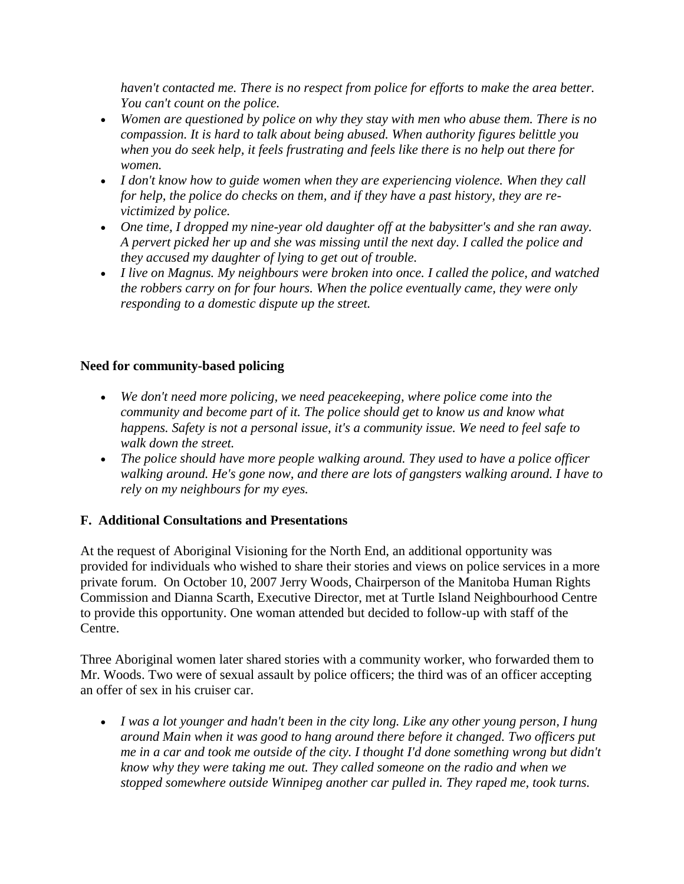*haven't contacted me. There is no respect from police for efforts to make the area better. You can't count on the police.*

- *Women are questioned by police on why they stay with men who abuse them. There is no compassion. It is hard to talk about being abused. When authority figures belittle you when you do seek help, it feels frustrating and feels like there is no help out there for women.*
- *I don't know how to guide women when they are experiencing violence. When they call for help, the police do checks on them, and if they have a past history, they are re-victimized by police.*
- *One time, I dropped my nine-year old daughter off at the babysitter's and she ran away. A pervert picked her up and she was missing until the next day. I called the police and they accused my daughter of lying to get out of trouble.*
- *I live on Magnus. My neighbours were broken into once. I called the police, and watched the robbers carry on for four hours. When the police eventually came, they were only responding to a domestic dispute up the street.*

**Need for community-based policing**

- *We don't need more policing, we need peacekeeping, where police come into the community and become part of it. The police should get to know us and know what happens. Safety is not a personal issue, it's a community issue. We need to feel safe to walk down the street.*
- *The police should have more people walking around. They used to have a police officer walking around. He's gone now, and there are lots of gangsters walking around. I have to rely on my neighbours for my eyes.*

## F. Additional Consultations and Presentations

At the request of Aboriginal Visioning for the North End, an additional opportunity was provided for individuals who wished to share their stories and views on police services in a more private forum. On October 10, 2007 Jerry Woods, Chairperson of the Manitoba Human Rights Commission and Dianna Scarth, Executive Director, met at Turtle Island Neighbourhood Centre to provide this opportunity. One woman attended but decided to follow-up with staff of the Centre.

Three Aboriginal women later shared stories with a community worker, who forwarded them to Mr. Woods. Two were of sexual assault by police officers; the third was of an officer accepting an offer of sex in his cruiser car.

- *I was a lot younger and hadn't been in the city long. Like any other young person, I hung around Main when it was good to hang around there before it changed. Two officers put me in a car and took me outside of the city. I thought I'd done something wrong but didn't know why they were taking me out. They called someone on the radio and when we stopped somewhere outside Winnipeg another car pulled in. They raped me, took turns.*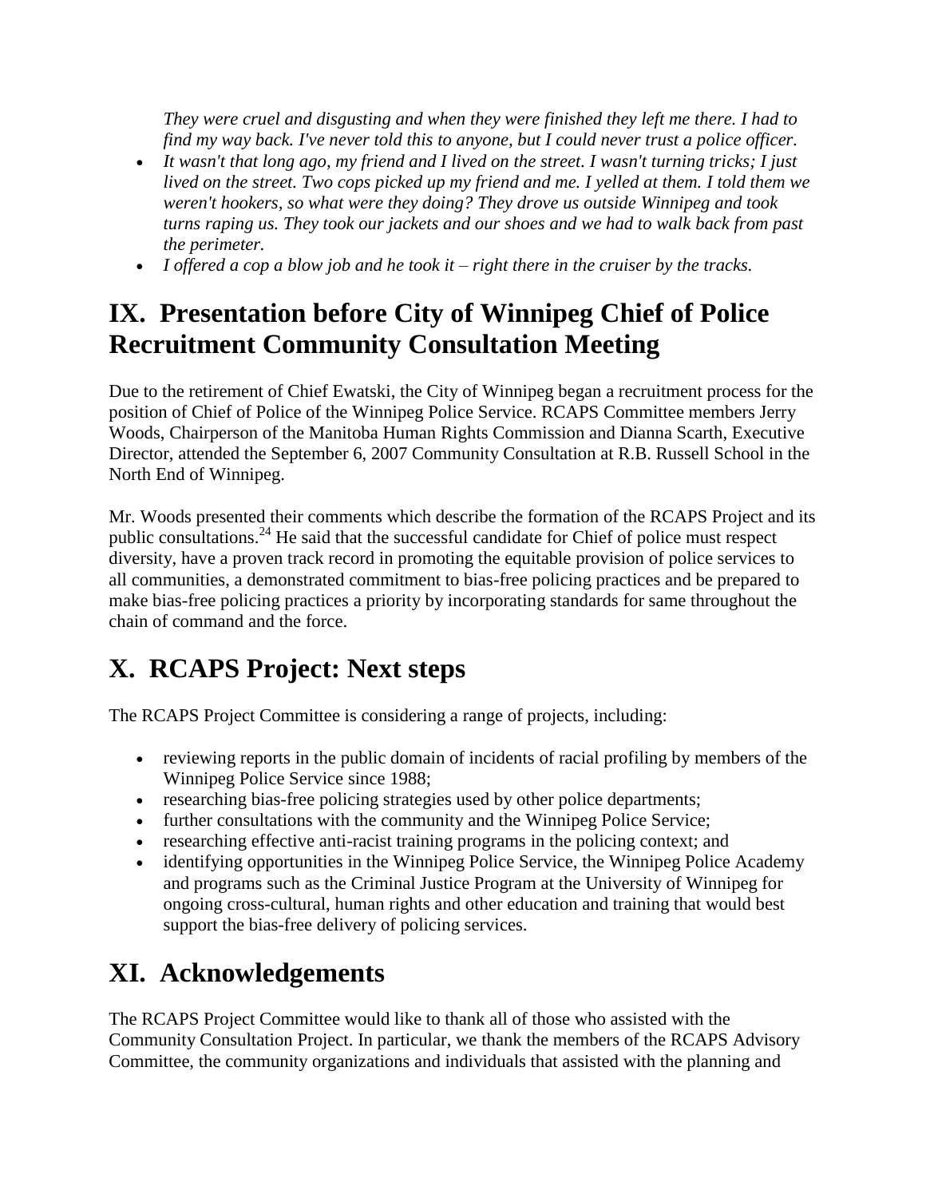*They were cruel and disgusting and when they were finished they left me there. I had to find my way back. I've never told this to anyone, but I could never trust a police officer.*

- *It wasn't that long ago, my friend and I lived on the street. I wasn't turning tricks; I just lived on the street. Two cops picked up my friend and me. I yelled at them. I told them we weren't hookers, so what were they doing? They drove us outside Winnipeg and took turns raping us. They took our jackets and our shoes and we had to walk back from past the perimeter.*
- *I offered a cop a blow job and he took it – right there in the cruiser by the tracks.*

## IX. Presentation before City of Winnipeg Chief of Police Recruitment Community Consultation Meeting

Due to the retirement of Chief Ewatski, the City of Winnipeg began a recruitment process for the position of Chief of Police of the Winnipeg Police Service. RCAPS Committee members Jerry Woods, Chairperson of the Manitoba Human Rights Commission and Dianna Scarth, Executive Director, attended the September 6, 2007 Community Consultation at R.B. Russell School in the North End of Winnipeg.

Mr. Woods presented their comments which describe the formation of the RCAPS Project and its public consultations.[24] He said that the successful candidate for Chief of police must respect diversity, have a proven track record in promoting the equitable provision of police services to all communities, a demonstrated commitment to bias-free policing practices and be prepared to make bias-free policing practices a priority by incorporating standards for same throughout the chain of command and the force.

## X. RCAPS Project: Next steps

The RCAPS Project Committee is considering a range of projects, including:

- reviewing reports in the public domain of incidents of racial profiling by members of the Winnipeg Police Service since 1988;
- researching bias-free policing strategies used by other police departments;
- further consultations with the community and the Winnipeg Police Service;
- researching effective anti-racist training programs in the policing context; and
- identifying opportunities in the Winnipeg Police Service, the Winnipeg Police Academy and programs such as the Criminal Justice Program at the University of Winnipeg for ongoing cross-cultural, human rights and other education and training that would best support the bias-free delivery of policing services.

## XI. Acknowledgements

The RCAPS Project Committee would like to thank all of those who assisted with the Community Consultation Project. In particular, we thank the members of the RCAPS Advisory Committee, the community organizations and individuals that assisted with the planning and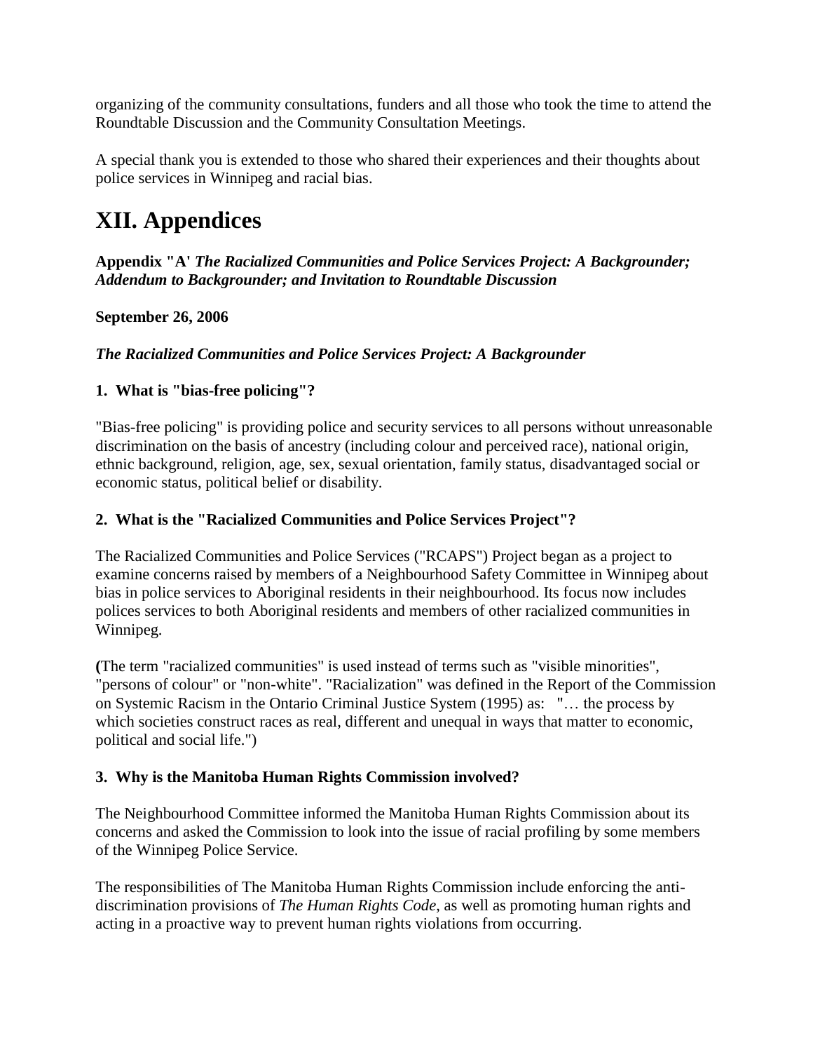organizing of the community consultations, funders and all those who took the time to attend the Roundtable Discussion and the Community Consultation Meetings.

A special thank you is extended to those who shared their experiences and their thoughts about police services in Winnipeg and racial bias.

# XII. Appendices

**Appendix "A' *The Racialized Communities and Police Services Project: A Backgrounder; Addendum to Backgrounder; and Invitation to Roundtable Discussion***

**September 26, 2006**

***The Racialized Communities and Police Services Project: A Backgrounder***

**1. What is "bias-free policing"?**

"Bias-free policing" is providing police and security services to all persons without unreasonable discrimination on the basis of ancestry (including colour and perceived race), national origin, ethnic background, religion, age, sex, sexual orientation, family status, disadvantaged social or economic status, political belief or disability.

**2. What is the "Racialized Communities and Police Services Project"?**

The Racialized Communities and Police Services ("RCAPS") Project began as a project to examine concerns raised by members of a Neighbourhood Safety Committee in Winnipeg about bias in police services to Aboriginal residents in their neighbourhood. Its focus now includes polices services to both Aboriginal residents and members of other racialized communities in Winnipeg.

**(**The term "racialized communities" is used instead of terms such as "visible minorities", "persons of colour" or "non-white". "Racialization" was defined in the Report of the Commission on Systemic Racism in the Ontario Criminal Justice System (1995) as: "… the process by which societies construct races as real, different and unequal in ways that matter to economic, political and social life.")

**3. Why is the Manitoba Human Rights Commission involved?**

The Neighbourhood Committee informed the Manitoba Human Rights Commission about its concerns and asked the Commission to look into the issue of racial profiling by some members of the Winnipeg Police Service.

The responsibilities of The Manitoba Human Rights Commission include enforcing the anti-discrimination provisions of *The Human Rights Code*, as well as promoting human rights and acting in a proactive way to prevent human rights violations from occurring.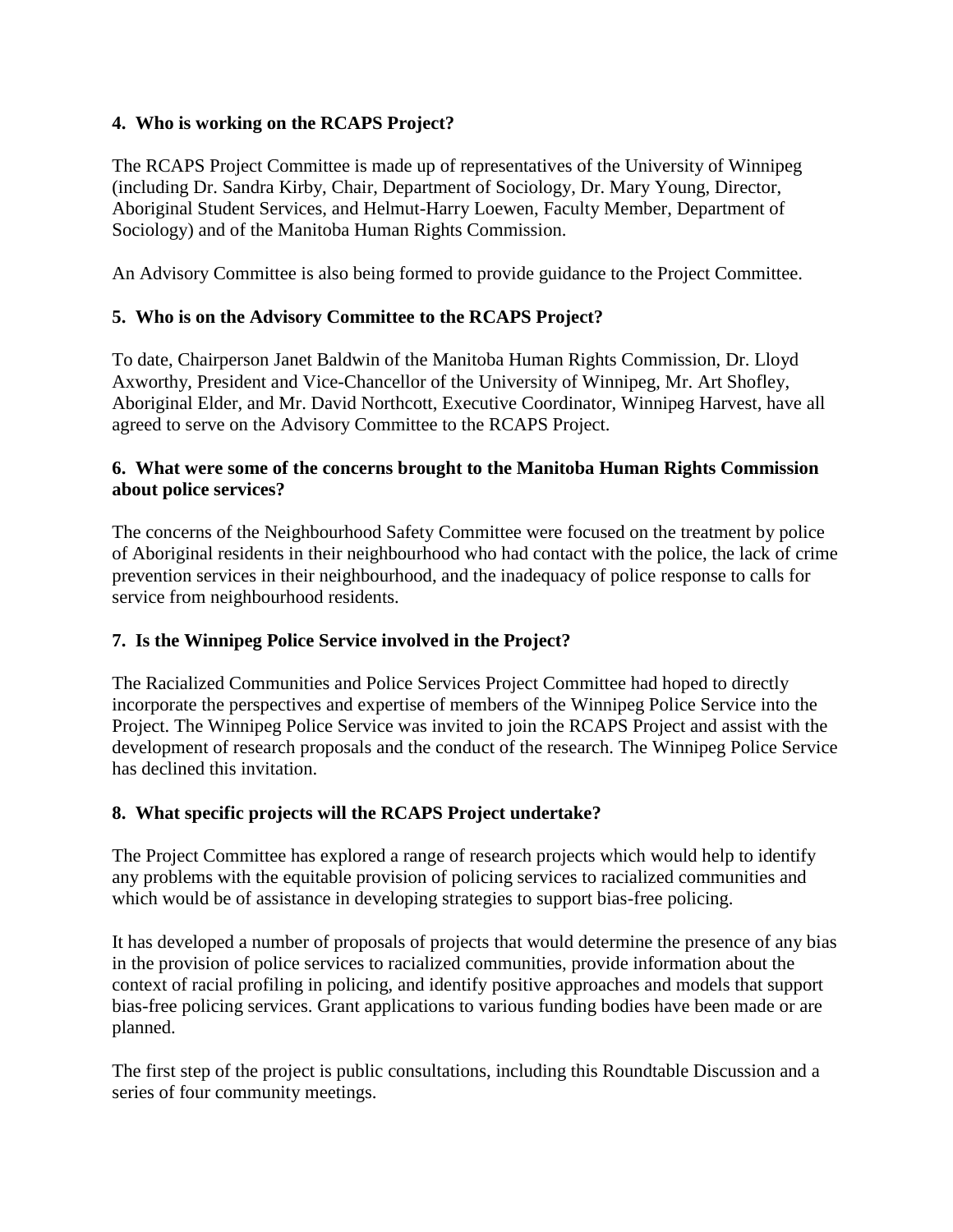**4. Who is working on the RCAPS Project?**

The RCAPS Project Committee is made up of representatives of the University of Winnipeg (including Dr. Sandra Kirby, Chair, Department of Sociology, Dr. Mary Young, Director, Aboriginal Student Services, and Helmut-Harry Loewen, Faculty Member, Department of Sociology) and of the Manitoba Human Rights Commission.

An Advisory Committee is also being formed to provide guidance to the Project Committee.

**5. Who is on the Advisory Committee to the RCAPS Project?**

To date, Chairperson Janet Baldwin of the Manitoba Human Rights Commission, Dr. Lloyd Axworthy, President and Vice-Chancellor of the University of Winnipeg, Mr. Art Shofley, Aboriginal Elder, and Mr. David Northcott, Executive Coordinator, Winnipeg Harvest, have all agreed to serve on the Advisory Committee to the RCAPS Project.

**6. What were some of the concerns brought to the Manitoba Human Rights Commission about police services?**

The concerns of the Neighbourhood Safety Committee were focused on the treatment by police of Aboriginal residents in their neighbourhood who had contact with the police, the lack of crime prevention services in their neighbourhood, and the inadequacy of police response to calls for service from neighbourhood residents.

**7. Is the Winnipeg Police Service involved in the Project?**

The Racialized Communities and Police Services Project Committee had hoped to directly incorporate the perspectives and expertise of members of the Winnipeg Police Service into the Project. The Winnipeg Police Service was invited to join the RCAPS Project and assist with the development of research proposals and the conduct of the research. The Winnipeg Police Service has declined this invitation.

**8. What specific projects will the RCAPS Project undertake?**

The Project Committee has explored a range of research projects which would help to identify any problems with the equitable provision of policing services to racialized communities and which would be of assistance in developing strategies to support bias-free policing.

It has developed a number of proposals of projects that would determine the presence of any bias in the provision of police services to racialized communities, provide information about the context of racial profiling in policing, and identify positive approaches and models that support bias-free policing services. Grant applications to various funding bodies have been made or are planned.

The first step of the project is public consultations, including this Roundtable Discussion and a series of four community meetings.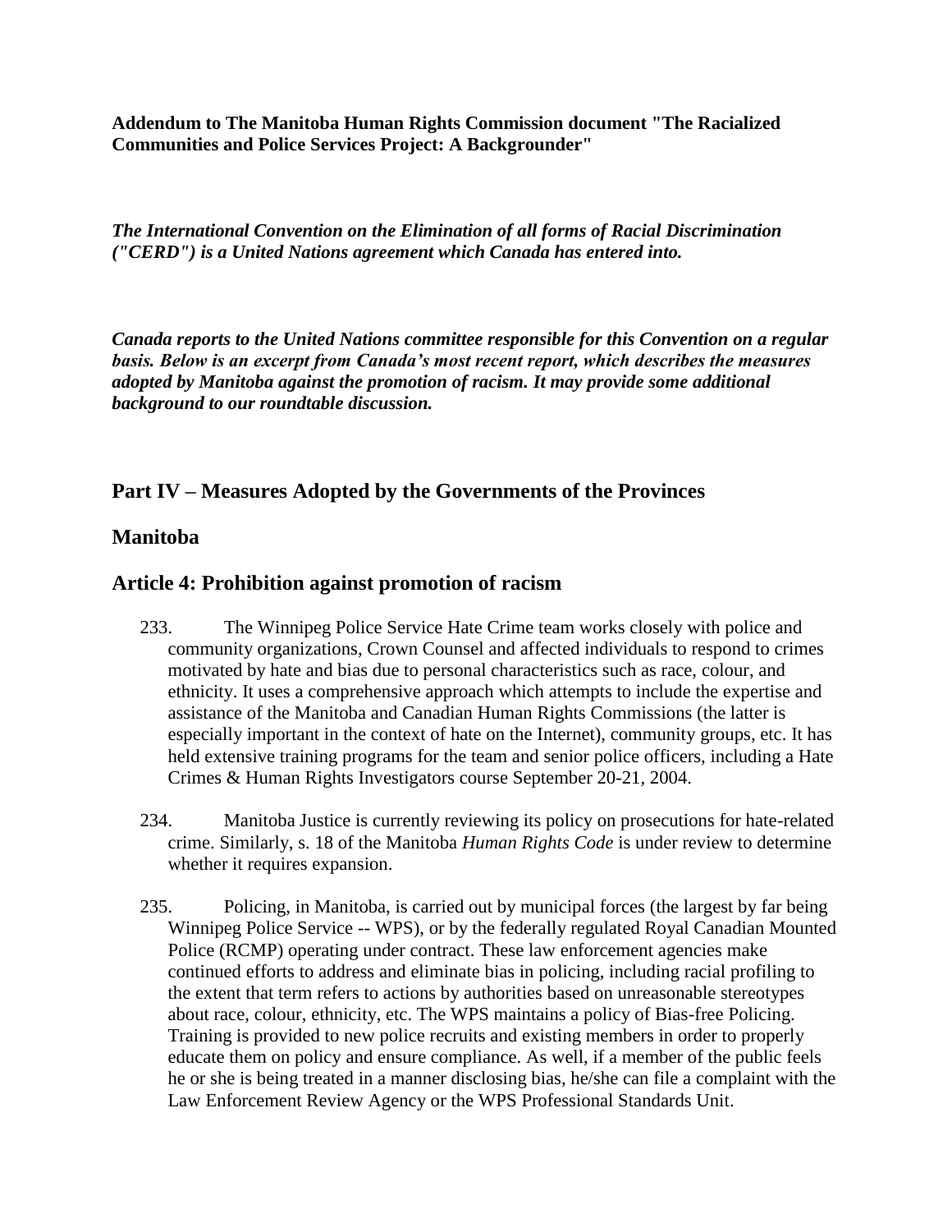**Addendum to The Manitoba Human Rights Commission document "The Racialized Communities and Police Services Project: A Backgrounder"**

***The International Convention on the Elimination of all forms of Racial Discrimination ("CERD") is a United Nations agreement which Canada has entered into.***

***Canada reports to the United Nations committee responsible for this Convention on a regular basis. Below is an excerpt from Canada's most recent report, which describes the measures adopted by Manitoba against the promotion of racism. It may provide some additional background to our roundtable discussion.***

## Part IV – Measures Adopted by the Governments of the Provinces

## Manitoba

## Article 4: Prohibition against promotion of racism

233. The Winnipeg Police Service Hate Crime team works closely with police and community organizations, Crown Counsel and affected individuals to respond to crimes motivated by hate and bias due to personal characteristics such as race, colour, and ethnicity. It uses a comprehensive approach which attempts to include the expertise and assistance of the Manitoba and Canadian Human Rights Commissions (the latter is especially important in the context of hate on the Internet), community groups, etc. It has held extensive training programs for the team and senior police officers, including a Hate Crimes & Human Rights Investigators course September 20-21, 2004.

234. Manitoba Justice is currently reviewing its policy on prosecutions for hate-related crime. Similarly, s. 18 of the Manitoba *Human Rights Code* is under review to determine whether it requires expansion.

235. Policing, in Manitoba, is carried out by municipal forces (the largest by far being Winnipeg Police Service -- WPS), or by the federally regulated Royal Canadian Mounted Police (RCMP) operating under contract. These law enforcement agencies make continued efforts to address and eliminate bias in policing, including racial profiling to the extent that term refers to actions by authorities based on unreasonable stereotypes about race, colour, ethnicity, etc. The WPS maintains a policy of Bias-free Policing. Training is provided to new police recruits and existing members in order to properly educate them on policy and ensure compliance. As well, if a member of the public feels he or she is being treated in a manner disclosing bias, he/she can file a complaint with the Law Enforcement Review Agency or the WPS Professional Standards Unit.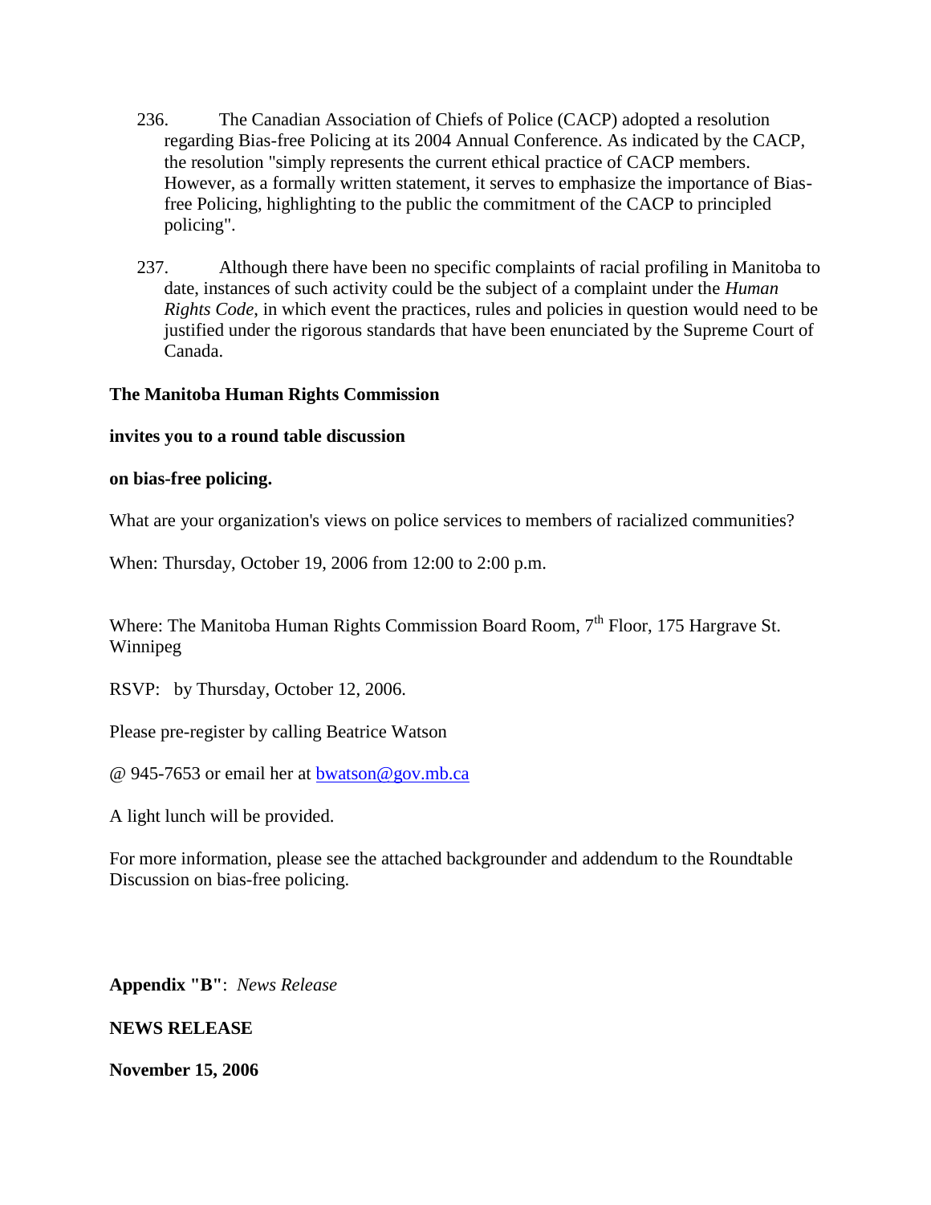236. The Canadian Association of Chiefs of Police (CACP) adopted a resolution regarding Bias-free Policing at its 2004 Annual Conference. As indicated by the CACP, the resolution "simply represents the current ethical practice of CACP members. However, as a formally written statement, it serves to emphasize the importance of Bias-free Policing, highlighting to the public the commitment of the CACP to principled policing".

237. Although there have been no specific complaints of racial profiling in Manitoba to date, instances of such activity could be the subject of a complaint under the *Human Rights Code*, in which event the practices, rules and policies in question would need to be justified under the rigorous standards that have been enunciated by the Supreme Court of Canada.

**The Manitoba Human Rights Commission**

**invites you to a round table discussion**

**on bias-free policing.**

What are your organization's views on police services to members of racialized communities?

When: Thursday, October 19, 2006 from 12:00 to 2:00 p.m.

Where: The Manitoba Human Rights Commission Board Room, 7th Floor, 175 Hargrave St. Winnipeg

RSVP: by Thursday, October 12, 2006.

Please pre-register by calling Beatrice Watson

@ 945-7653 or email her at bwatson@gov.mb.ca

A light lunch will be provided.

For more information, please see the attached backgrounder and addendum to the Roundtable Discussion on bias-free policing.

**Appendix "B"**: *News Release*

**NEWS RELEASE**

**November 15, 2006**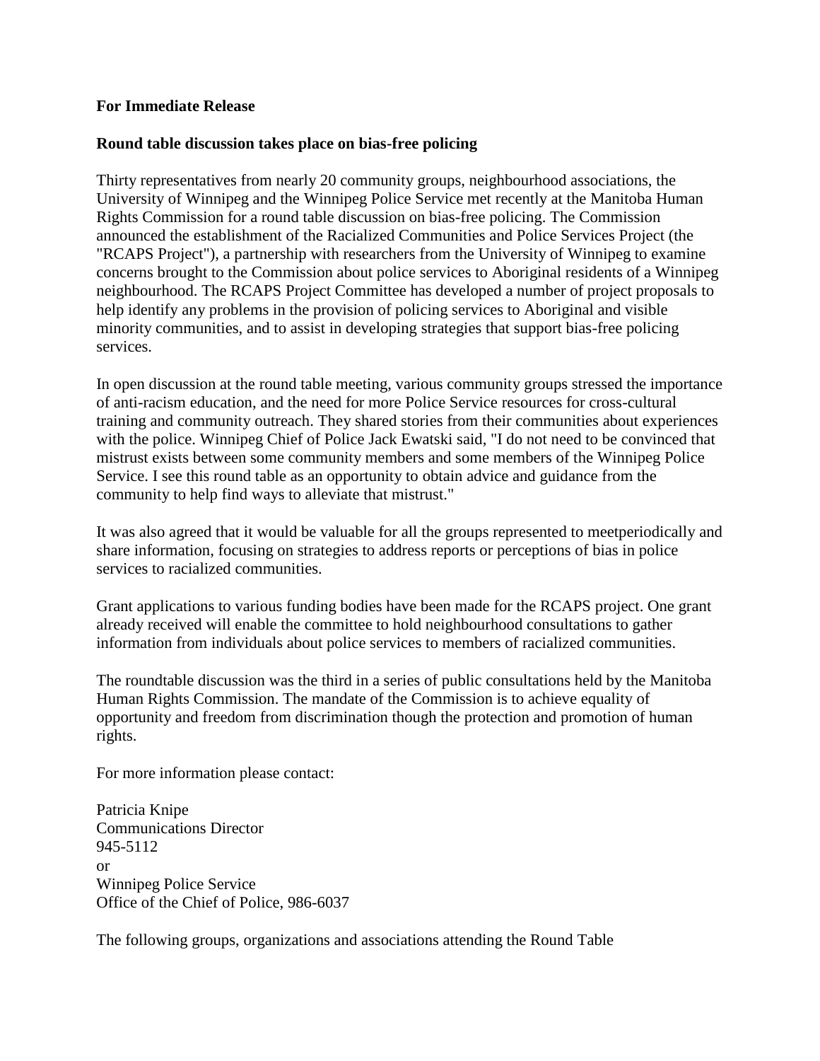**For Immediate Release**

**Round table discussion takes place on bias-free policing**

Thirty representatives from nearly 20 community groups, neighbourhood associations, the University of Winnipeg and the Winnipeg Police Service met recently at the Manitoba Human Rights Commission for a round table discussion on bias-free policing. The Commission announced the establishment of the Racialized Communities and Police Services Project (the "RCAPS Project"), a partnership with researchers from the University of Winnipeg to examine concerns brought to the Commission about police services to Aboriginal residents of a Winnipeg neighbourhood. The RCAPS Project Committee has developed a number of project proposals to help identify any problems in the provision of policing services to Aboriginal and visible minority communities, and to assist in developing strategies that support bias-free policing services.

In open discussion at the round table meeting, various community groups stressed the importance of anti-racism education, and the need for more Police Service resources for cross-cultural training and community outreach. They shared stories from their communities about experiences with the police. Winnipeg Chief of Police Jack Ewatski said, "I do not need to be convinced that mistrust exists between some community members and some members of the Winnipeg Police Service. I see this round table as an opportunity to obtain advice and guidance from the community to help find ways to alleviate that mistrust."

It was also agreed that it would be valuable for all the groups represented to meetperiodically and share information, focusing on strategies to address reports or perceptions of bias in police services to racialized communities.

Grant applications to various funding bodies have been made for the RCAPS project. One grant already received will enable the committee to hold neighbourhood consultations to gather information from individuals about police services to members of racialized communities.

The roundtable discussion was the third in a series of public consultations held by the Manitoba Human Rights Commission. The mandate of the Commission is to achieve equality of opportunity and freedom from discrimination though the protection and promotion of human rights.

For more information please contact:

Patricia Knipe
Communications Director
945-5112
or
Winnipeg Police Service
Office of the Chief of Police, 986-6037

The following groups, organizations and associations attending the Round Table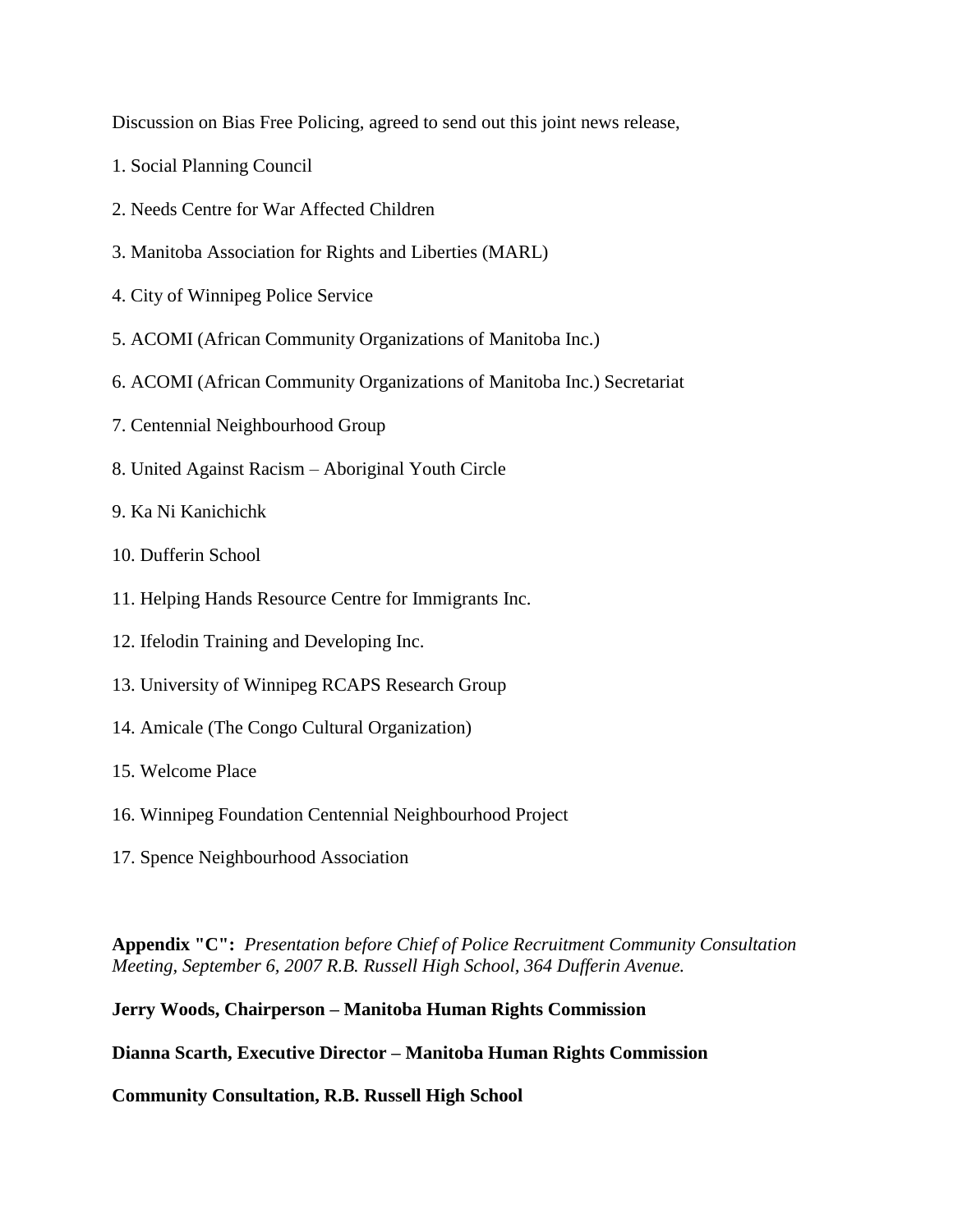Discussion on Bias Free Policing, agreed to send out this joint news release,

1. Social Planning Council
2. Needs Centre for War Affected Children
3. Manitoba Association for Rights and Liberties (MARL)
4. City of Winnipeg Police Service
5. ACOMI (African Community Organizations of Manitoba Inc.)
6. ACOMI (African Community Organizations of Manitoba Inc.) Secretariat
7. Centennial Neighbourhood Group
8. United Against Racism – Aboriginal Youth Circle
9. Ka Ni Kanichichk
10. Dufferin School
11. Helping Hands Resource Centre for Immigrants Inc.
12. Ifelodin Training and Developing Inc.
13. University of Winnipeg RCAPS Research Group
14. Amicale (The Congo Cultural Organization)
15. Welcome Place
16. Winnipeg Foundation Centennial Neighbourhood Project
17. Spence Neighbourhood Association

**Appendix "C":** *Presentation before Chief of Police Recruitment Community Consultation Meeting, September 6, 2007 R.B. Russell High School, 364 Dufferin Avenue.*

**Jerry Woods, Chairperson – Manitoba Human Rights Commission**

**Dianna Scarth, Executive Director – Manitoba Human Rights Commission**

**Community Consultation, R.B. Russell High School**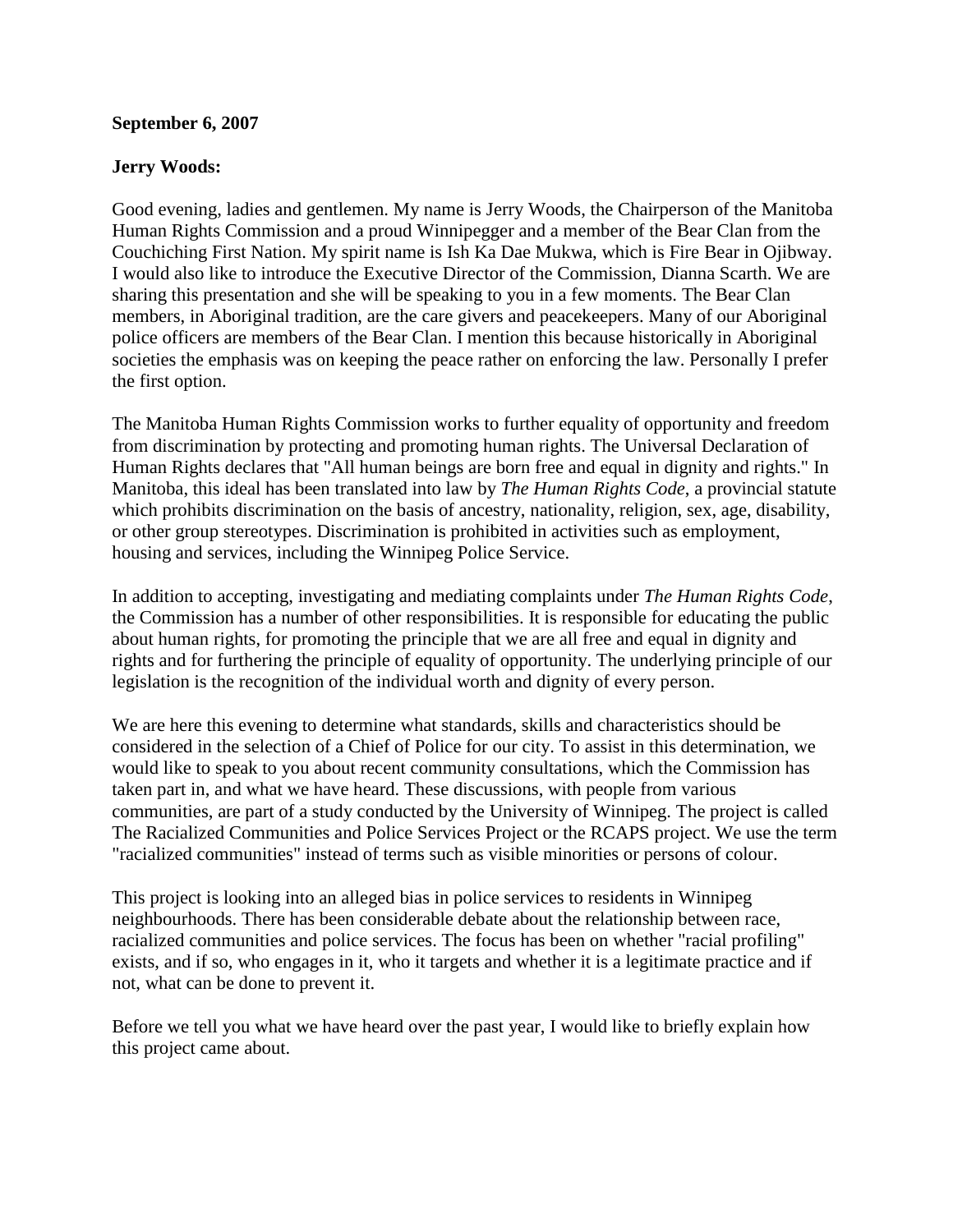**September 6, 2007**

**Jerry Woods:**

Good evening, ladies and gentlemen. My name is Jerry Woods, the Chairperson of the Manitoba Human Rights Commission and a proud Winnipegger and a member of the Bear Clan from the Couchiching First Nation. My spirit name is Ish Ka Dae Mukwa, which is Fire Bear in Ojibway. I would also like to introduce the Executive Director of the Commission, Dianna Scarth. We are sharing this presentation and she will be speaking to you in a few moments. The Bear Clan members, in Aboriginal tradition, are the care givers and peacekeepers. Many of our Aboriginal police officers are members of the Bear Clan. I mention this because historically in Aboriginal societies the emphasis was on keeping the peace rather on enforcing the law. Personally I prefer the first option.

The Manitoba Human Rights Commission works to further equality of opportunity and freedom from discrimination by protecting and promoting human rights. The Universal Declaration of Human Rights declares that "All human beings are born free and equal in dignity and rights." In Manitoba, this ideal has been translated into law by *The Human Rights Code*, a provincial statute which prohibits discrimination on the basis of ancestry, nationality, religion, sex, age, disability, or other group stereotypes. Discrimination is prohibited in activities such as employment, housing and services, including the Winnipeg Police Service.

In addition to accepting, investigating and mediating complaints under *The Human Rights Code*, the Commission has a number of other responsibilities. It is responsible for educating the public about human rights, for promoting the principle that we are all free and equal in dignity and rights and for furthering the principle of equality of opportunity. The underlying principle of our legislation is the recognition of the individual worth and dignity of every person.

We are here this evening to determine what standards, skills and characteristics should be considered in the selection of a Chief of Police for our city. To assist in this determination, we would like to speak to you about recent community consultations, which the Commission has taken part in, and what we have heard. These discussions, with people from various communities, are part of a study conducted by the University of Winnipeg. The project is called The Racialized Communities and Police Services Project or the RCAPS project. We use the term "racialized communities" instead of terms such as visible minorities or persons of colour.

This project is looking into an alleged bias in police services to residents in Winnipeg neighbourhoods. There has been considerable debate about the relationship between race, racialized communities and police services. The focus has been on whether "racial profiling" exists, and if so, who engages in it, who it targets and whether it is a legitimate practice and if not, what can be done to prevent it.

Before we tell you what we have heard over the past year, I would like to briefly explain how this project came about.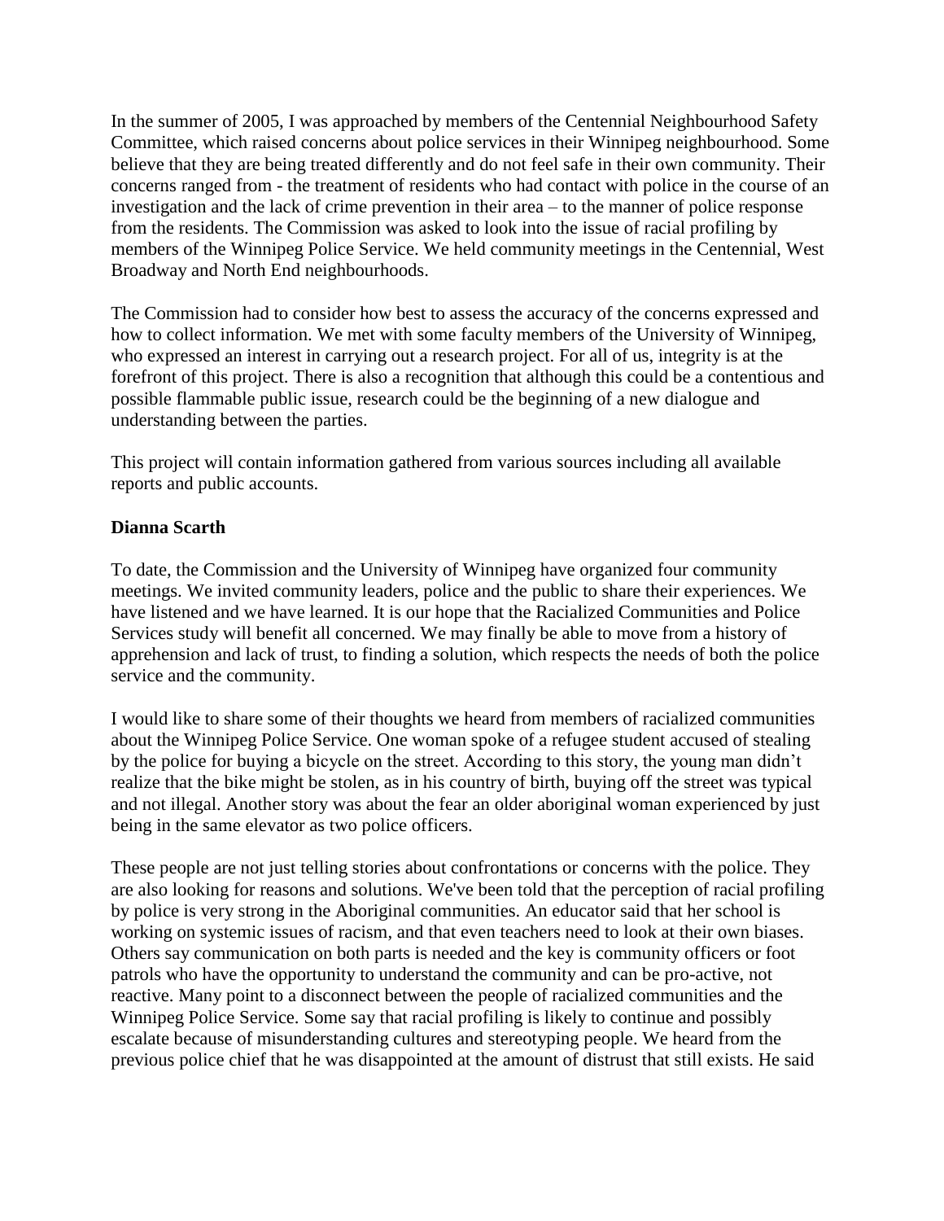In the summer of 2005, I was approached by members of the Centennial Neighbourhood Safety Committee, which raised concerns about police services in their Winnipeg neighbourhood. Some believe that they are being treated differently and do not feel safe in their own community. Their concerns ranged from - the treatment of residents who had contact with police in the course of an investigation and the lack of crime prevention in their area – to the manner of police response from the residents. The Commission was asked to look into the issue of racial profiling by members of the Winnipeg Police Service. We held community meetings in the Centennial, West Broadway and North End neighbourhoods.

The Commission had to consider how best to assess the accuracy of the concerns expressed and how to collect information. We met with some faculty members of the University of Winnipeg, who expressed an interest in carrying out a research project. For all of us, integrity is at the forefront of this project. There is also a recognition that although this could be a contentious and possible flammable public issue, research could be the beginning of a new dialogue and understanding between the parties.

This project will contain information gathered from various sources including all available reports and public accounts.

**Dianna Scarth**

To date, the Commission and the University of Winnipeg have organized four community meetings. We invited community leaders, police and the public to share their experiences. We have listened and we have learned. It is our hope that the Racialized Communities and Police Services study will benefit all concerned. We may finally be able to move from a history of apprehension and lack of trust, to finding a solution, which respects the needs of both the police service and the community.

I would like to share some of their thoughts we heard from members of racialized communities about the Winnipeg Police Service. One woman spoke of a refugee student accused of stealing by the police for buying a bicycle on the street. According to this story, the young man didn't realize that the bike might be stolen, as in his country of birth, buying off the street was typical and not illegal. Another story was about the fear an older aboriginal woman experienced by just being in the same elevator as two police officers.

These people are not just telling stories about confrontations or concerns with the police. They are also looking for reasons and solutions. We've been told that the perception of racial profiling by police is very strong in the Aboriginal communities. An educator said that her school is working on systemic issues of racism, and that even teachers need to look at their own biases. Others say communication on both parts is needed and the key is community officers or foot patrols who have the opportunity to understand the community and can be pro-active, not reactive. Many point to a disconnect between the people of racialized communities and the Winnipeg Police Service. Some say that racial profiling is likely to continue and possibly escalate because of misunderstanding cultures and stereotyping people. We heard from the previous police chief that he was disappointed at the amount of distrust that still exists. He said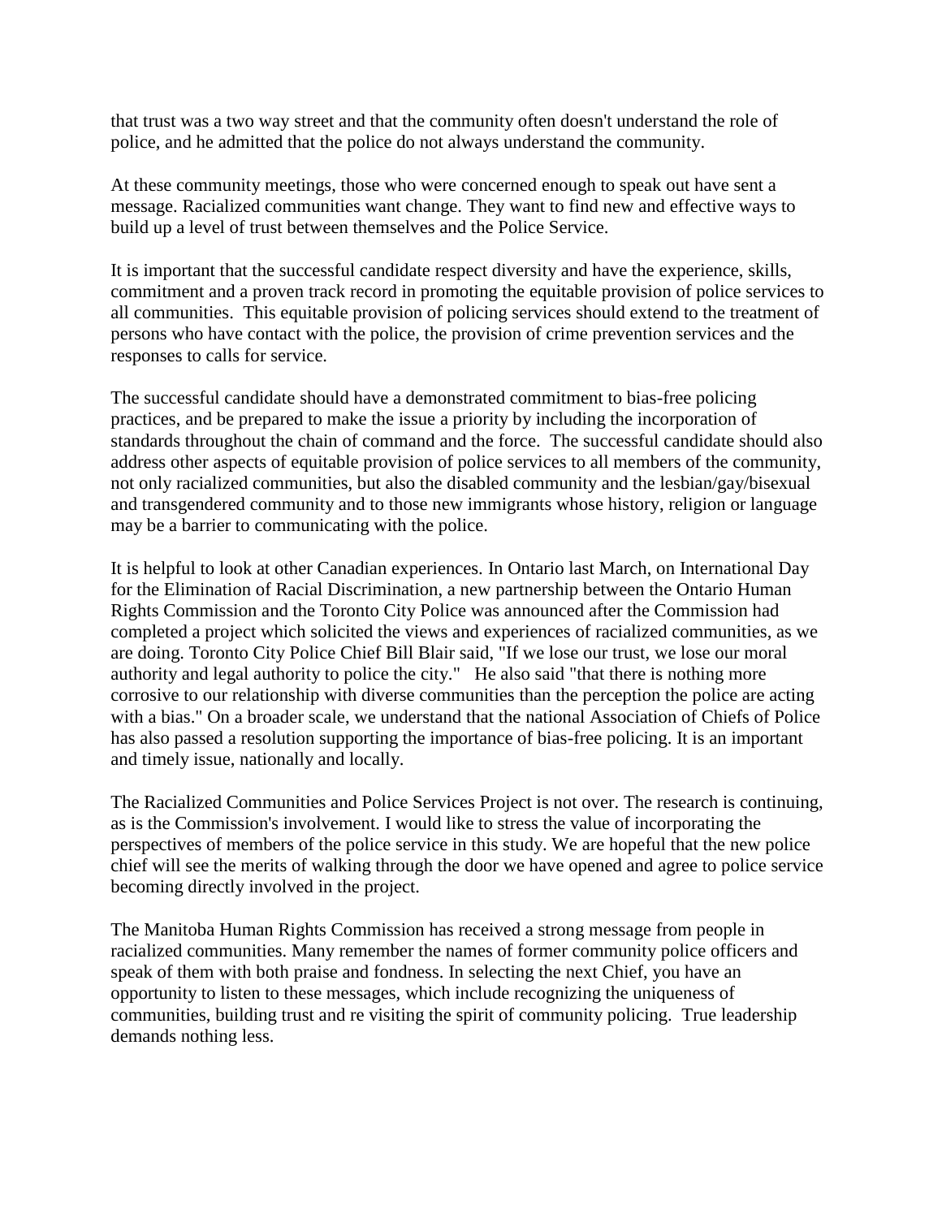that trust was a two way street and that the community often doesn't understand the role of police, and he admitted that the police do not always understand the community.

At these community meetings, those who were concerned enough to speak out have sent a message. Racialized communities want change. They want to find new and effective ways to build up a level of trust between themselves and the Police Service.

It is important that the successful candidate respect diversity and have the experience, skills, commitment and a proven track record in promoting the equitable provision of police services to all communities. This equitable provision of policing services should extend to the treatment of persons who have contact with the police, the provision of crime prevention services and the responses to calls for service.

The successful candidate should have a demonstrated commitment to bias-free policing practices, and be prepared to make the issue a priority by including the incorporation of standards throughout the chain of command and the force. The successful candidate should also address other aspects of equitable provision of police services to all members of the community, not only racialized communities, but also the disabled community and the lesbian/gay/bisexual and transgendered community and to those new immigrants whose history, religion or language may be a barrier to communicating with the police.

It is helpful to look at other Canadian experiences. In Ontario last March, on International Day for the Elimination of Racial Discrimination, a new partnership between the Ontario Human Rights Commission and the Toronto City Police was announced after the Commission had completed a project which solicited the views and experiences of racialized communities, as we are doing. Toronto City Police Chief Bill Blair said, "If we lose our trust, we lose our moral authority and legal authority to police the city." He also said "that there is nothing more corrosive to our relationship with diverse communities than the perception the police are acting with a bias." On a broader scale, we understand that the national Association of Chiefs of Police has also passed a resolution supporting the importance of bias-free policing. It is an important and timely issue, nationally and locally.

The Racialized Communities and Police Services Project is not over. The research is continuing, as is the Commission's involvement. I would like to stress the value of incorporating the perspectives of members of the police service in this study. We are hopeful that the new police chief will see the merits of walking through the door we have opened and agree to police service becoming directly involved in the project.

The Manitoba Human Rights Commission has received a strong message from people in racialized communities. Many remember the names of former community police officers and speak of them with both praise and fondness. In selecting the next Chief, you have an opportunity to listen to these messages, which include recognizing the uniqueness of communities, building trust and re visiting the spirit of community policing. True leadership demands nothing less.